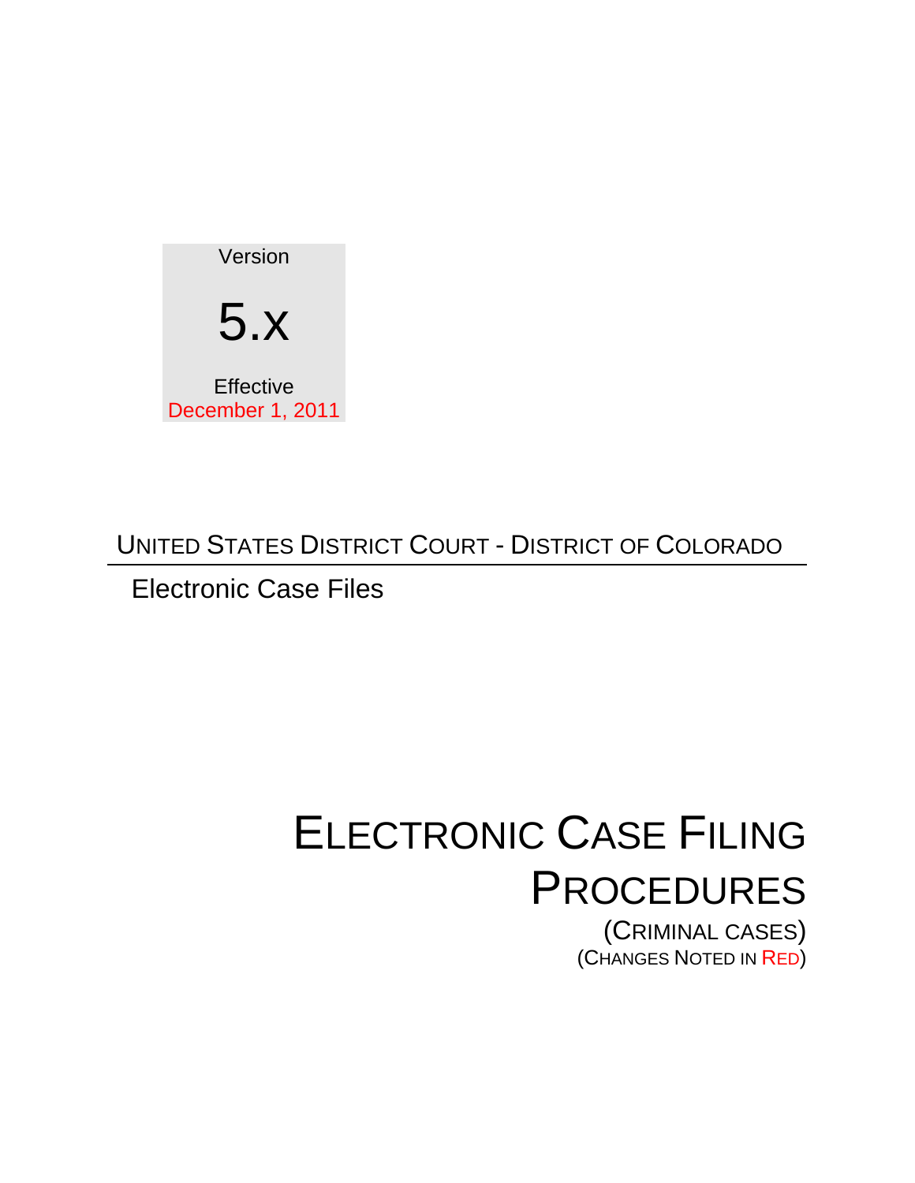Version

5.x

Effective
December 1, 2011

UNITED STATES DISTRICT COURT - DISTRICT OF COLORADO

Electronic Case Files

# ELECTRONIC CASE FILING PROCEDURES

(CRIMINAL CASES)
(CHANGES NOTED IN RED)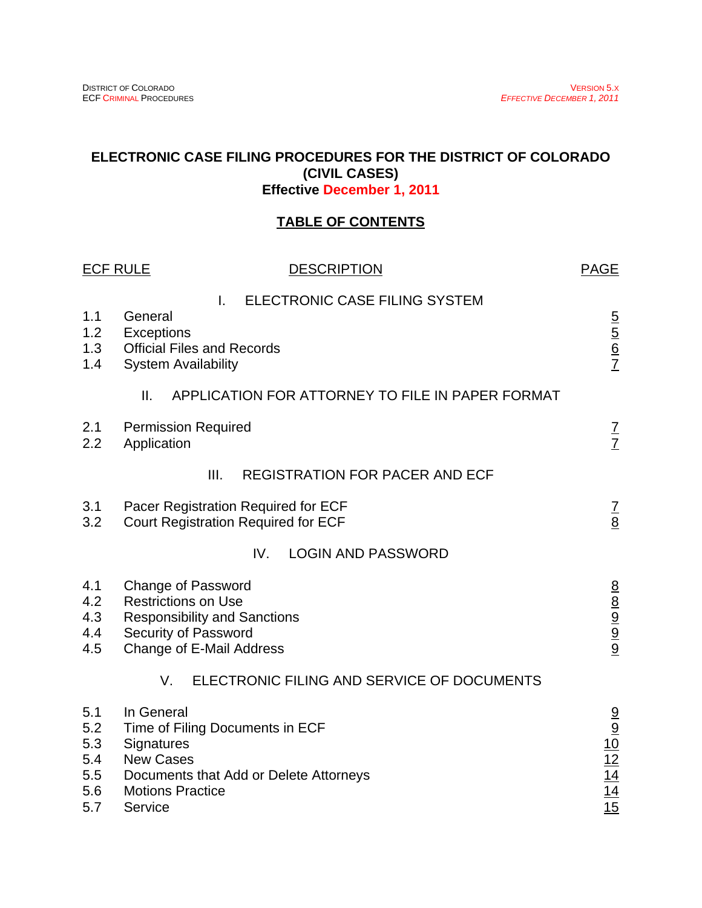# ELECTRONIC CASE FILING PROCEDURES FOR THE DISTRICT OF COLORADO (CIVIL CASES)

**Effective December 1, 2011**

## TABLE OF CONTENTS

| ECF RULE | DESCRIPTION | PAGE |
|---|---|---|
| | **I. ELECTRONIC CASE FILING SYSTEM** | |
| 1.1 | General | 5 |
| 1.2 | Exceptions | 5 |
| 1.3 | Official Files and Records | 6 |
| 1.4 | System Availability | 7 |
| | **II. APPLICATION FOR ATTORNEY TO FILE IN PAPER FORMAT** | |
| 2.1 | Permission Required | 7 |
| 2.2 | Application | 7 |
| | **III. REGISTRATION FOR PACER AND ECF** | |
| 3.1 | Pacer Registration Required for ECF | 7 |
| 3.2 | Court Registration Required for ECF | 8 |
| | **IV. LOGIN AND PASSWORD** | |
| 4.1 | Change of Password | 8 |
| 4.2 | Restrictions on Use | 8 |
| 4.3 | Responsibility and Sanctions | 9 |
| 4.4 | Security of Password | 9 |
| 4.5 | Change of E-Mail Address | 9 |
| | **V. ELECTRONIC FILING AND SERVICE OF DOCUMENTS** | |
| 5.1 | In General | 9 |
| 5.2 | Time of Filing Documents in ECF | 9 |
| 5.3 | Signatures | 10 |
| 5.4 | New Cases | 12 |
| 5.5 | Documents that Add or Delete Attorneys | 14 |
| 5.6 | Motions Practice | 14 |
| 5.7 | Service | 15 |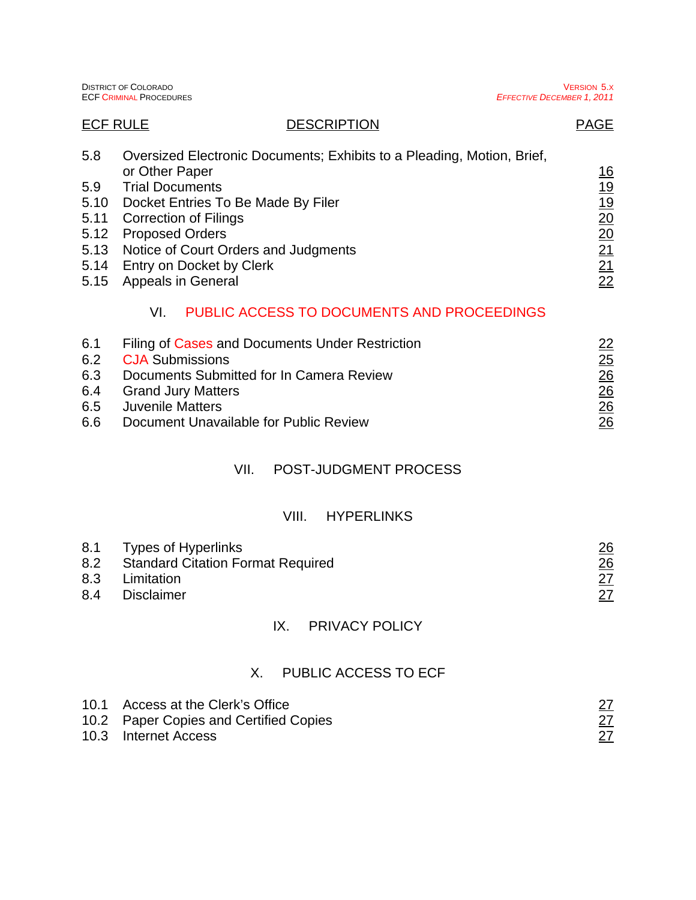| ECF RULE | DESCRIPTION | PAGE |
|---|---|---|
| 5.8 | Oversized Electronic Documents; Exhibits to a Pleading, Motion, Brief, or Other Paper | 16 |
| 5.9 | Trial Documents | 19 |
| 5.10 | Docket Entries To Be Made By Filer | 19 |
| 5.11 | Correction of Filings | 20 |
| 5.12 | Proposed Orders | 20 |
| 5.13 | Notice of Court Orders and Judgments | 21 |
| 5.14 | Entry on Docket by Clerk | 21 |
| 5.15 | Appeals in General | 22 |

## VI. PUBLIC ACCESS TO DOCUMENTS AND PROCEEDINGS

| | | |
|---|---|---|
| 6.1 | Filing of Cases and Documents Under Restriction | 22 |
| 6.2 | CJA Submissions | 25 |
| 6.3 | Documents Submitted for In Camera Review | 26 |
| 6.4 | Grand Jury Matters | 26 |
| 6.5 | Juvenile Matters | 26 |
| 6.6 | Document Unavailable for Public Review | 26 |

## VII. POST-JUDGMENT PROCESS

## VIII. HYPERLINKS

| | | |
|---|---|---|
| 8.1 | Types of Hyperlinks | 26 |
| 8.2 | Standard Citation Format Required | 26 |
| 8.3 | Limitation | 27 |
| 8.4 | Disclaimer | 27 |

## IX. PRIVACY POLICY

## X. PUBLIC ACCESS TO ECF

| | | |
|---|---|---|
| 10.1 | Access at the Clerk's Office | 27 |
| 10.2 | Paper Copies and Certified Copies | 27 |
| 10.3 | Internet Access | 27 |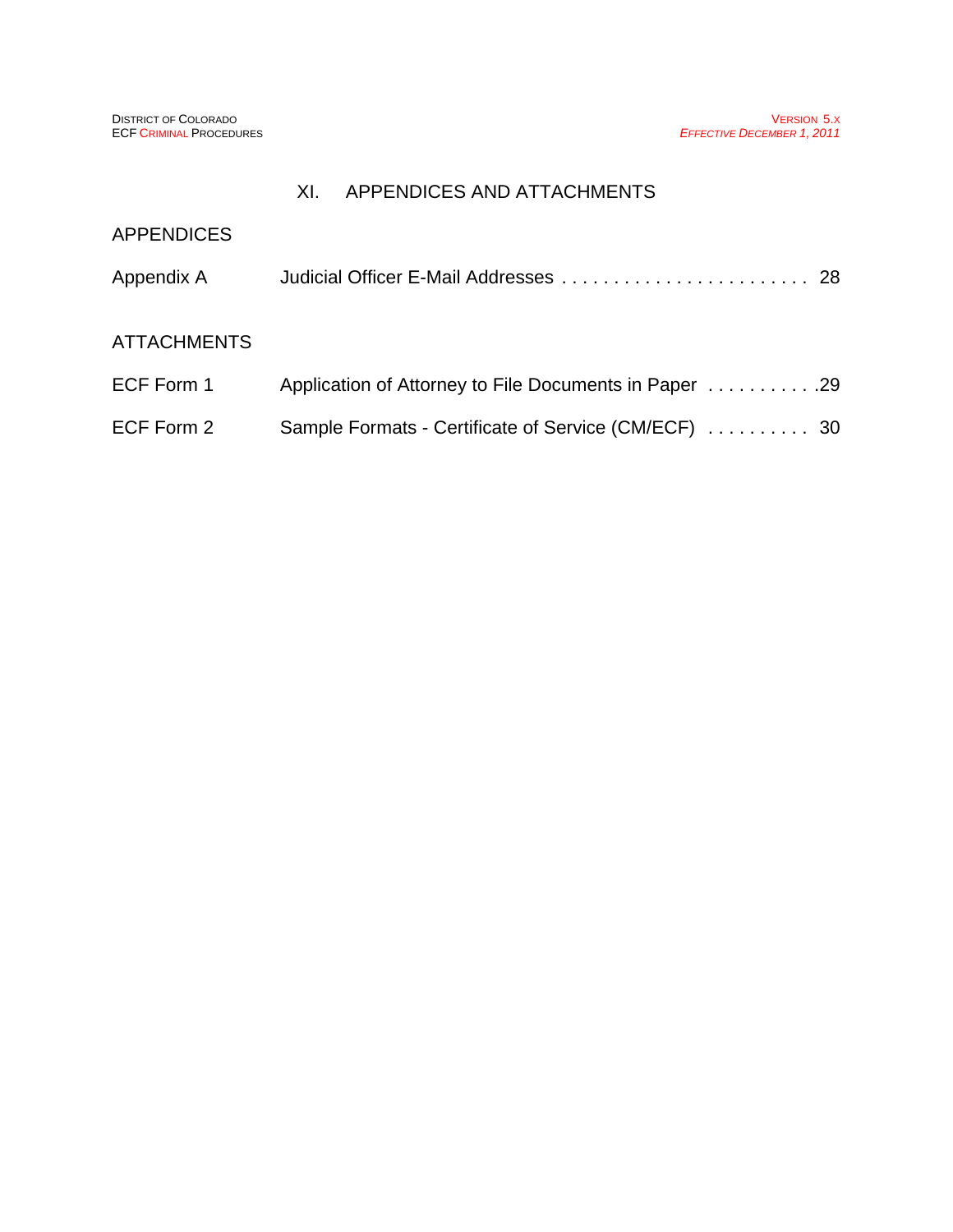# XI. APPENDICES AND ATTACHMENTS

## APPENDICES

Appendix A — Judicial Officer E-Mail Addresses . . . . . . . . . . . . . . . . . . . . . . . . . 28

## ATTACHMENTS

ECF Form 1 — Application of Attorney to File Documents in Paper . . . . . . . . . . .29

ECF Form 2 — Sample Formats - Certificate of Service (CM/ECF) . . . . . . . . . . 30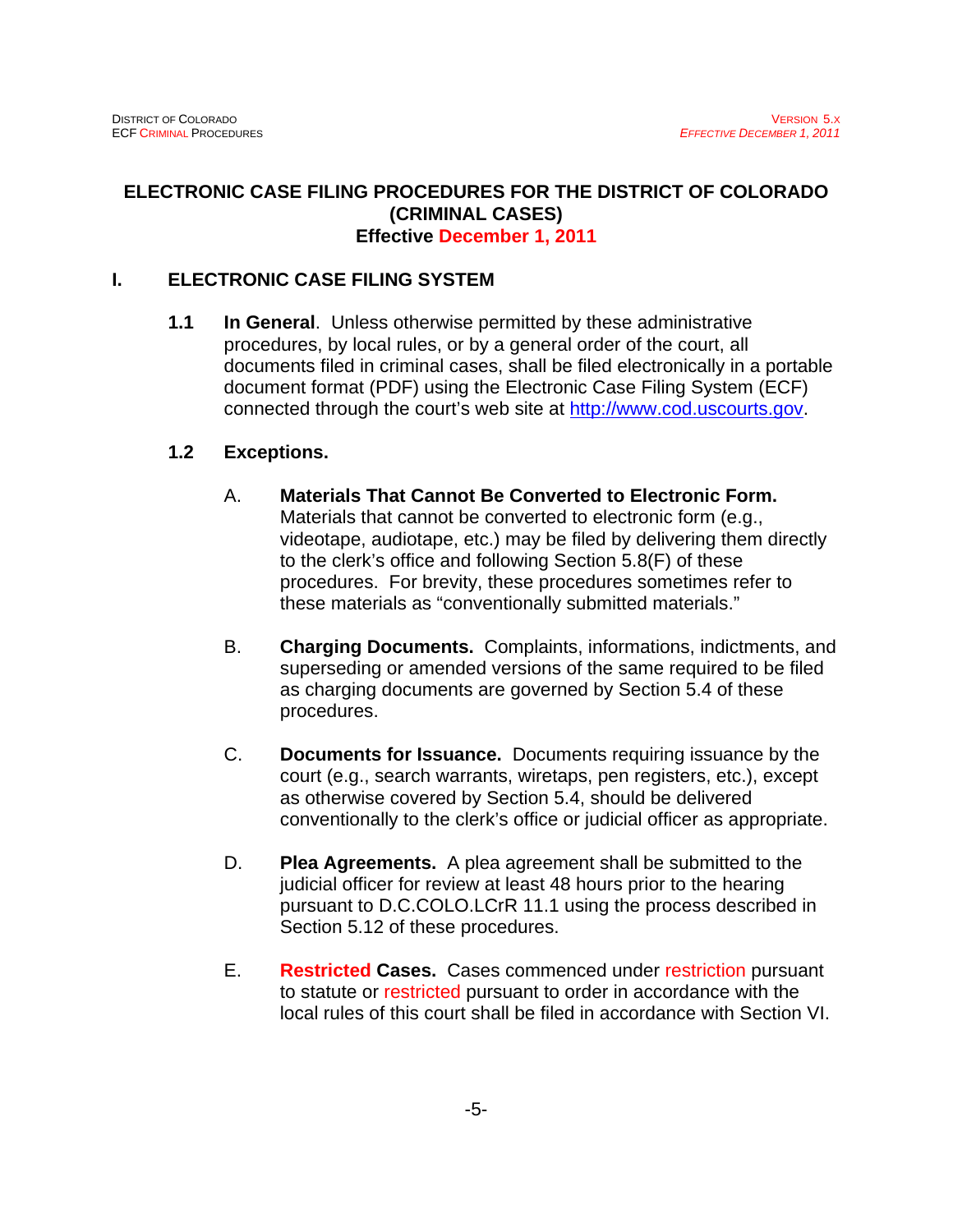# ELECTRONIC CASE FILING PROCEDURES FOR THE DISTRICT OF COLORADO (CRIMINAL CASES)
**Effective December 1, 2011**

## I. ELECTRONIC CASE FILING SYSTEM

**1.1 In General**. Unless otherwise permitted by these administrative procedures, by local rules, or by a general order of the court, all documents filed in criminal cases, shall be filed electronically in a portable document format (PDF) using the Electronic Case Filing System (ECF) connected through the court's web site at http://www.cod.uscourts.gov.

**1.2 Exceptions.**

A. **Materials That Cannot Be Converted to Electronic Form.** Materials that cannot be converted to electronic form (e.g., videotape, audiotape, etc.) may be filed by delivering them directly to the clerk's office and following Section 5.8(F) of these procedures. For brevity, these procedures sometimes refer to these materials as "conventionally submitted materials."

B. **Charging Documents.** Complaints, informations, indictments, and superseding or amended versions of the same required to be filed as charging documents are governed by Section 5.4 of these procedures.

C. **Documents for Issuance.** Documents requiring issuance by the court (e.g., search warrants, wiretaps, pen registers, etc.), except as otherwise covered by Section 5.4, should be delivered conventionally to the clerk's office or judicial officer as appropriate.

D. **Plea Agreements.** A plea agreement shall be submitted to the judicial officer for review at least 48 hours prior to the hearing pursuant to D.C.COLO.LCrR 11.1 using the process described in Section 5.12 of these procedures.

E. **Restricted Cases.** Cases commenced under restriction pursuant to statute or restricted pursuant to order in accordance with the local rules of this court shall be filed in accordance with Section VI.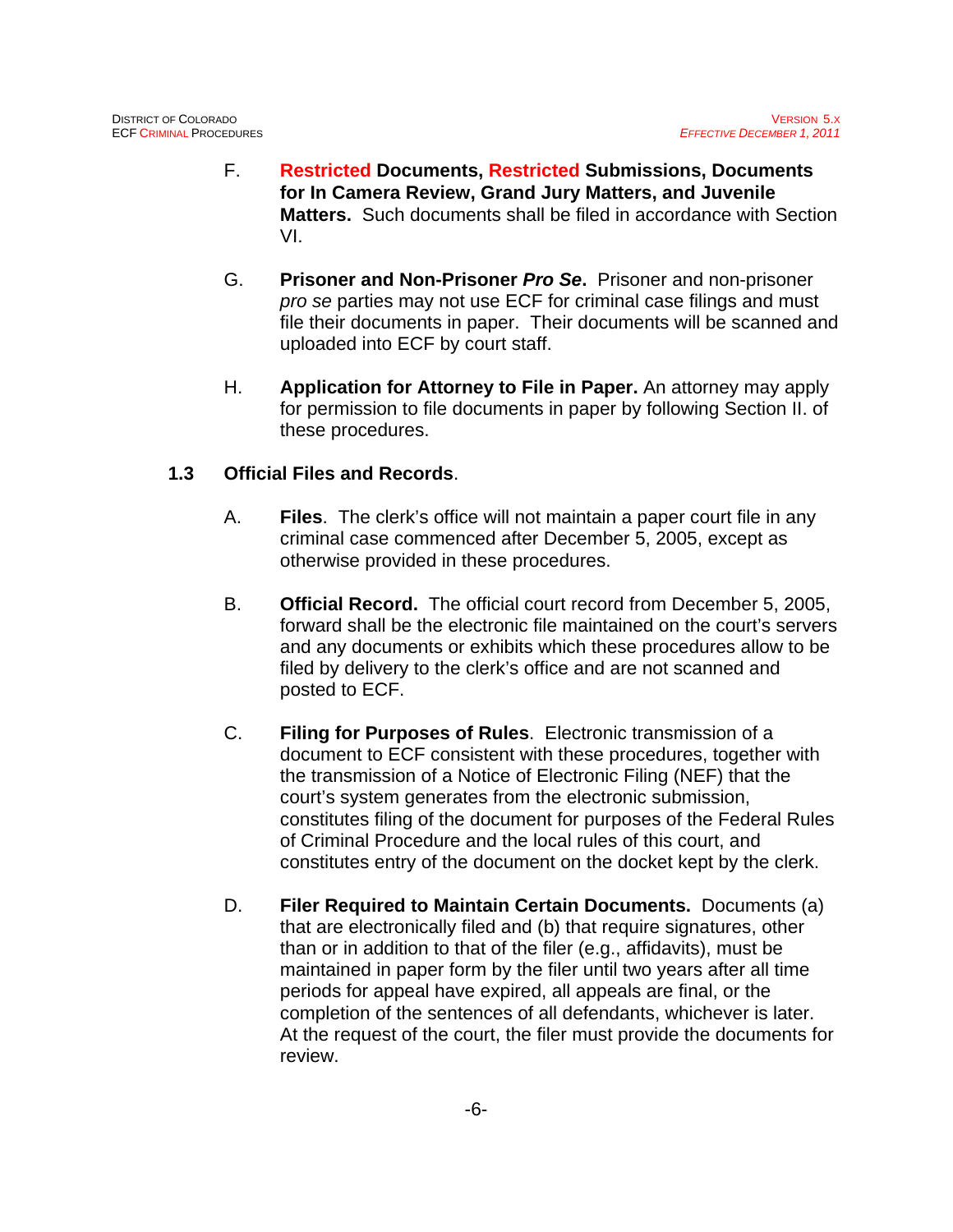F. **Restricted Documents, Restricted Submissions, Documents for In Camera Review, Grand Jury Matters, and Juvenile Matters.** Such documents shall be filed in accordance with Section VI.

G. **Prisoner and Non-Prisoner *Pro Se*.** Prisoner and non-prisoner *pro se* parties may not use ECF for criminal case filings and must file their documents in paper. Their documents will be scanned and uploaded into ECF by court staff.

H. **Application for Attorney to File in Paper.** An attorney may apply for permission to file documents in paper by following Section II. of these procedures.

### 1.3 Official Files and Records.

A. **Files**. The clerk's office will not maintain a paper court file in any criminal case commenced after December 5, 2005, except as otherwise provided in these procedures.

B. **Official Record.** The official court record from December 5, 2005, forward shall be the electronic file maintained on the court's servers and any documents or exhibits which these procedures allow to be filed by delivery to the clerk's office and are not scanned and posted to ECF.

C. **Filing for Purposes of Rules**. Electronic transmission of a document to ECF consistent with these procedures, together with the transmission of a Notice of Electronic Filing (NEF) that the court's system generates from the electronic submission, constitutes filing of the document for purposes of the Federal Rules of Criminal Procedure and the local rules of this court, and constitutes entry of the document on the docket kept by the clerk.

D. **Filer Required to Maintain Certain Documents.** Documents (a) that are electronically filed and (b) that require signatures, other than or in addition to that of the filer (e.g., affidavits), must be maintained in paper form by the filer until two years after all time periods for appeal have expired, all appeals are final, or the completion of the sentences of all defendants, whichever is later. At the request of the court, the filer must provide the documents for review.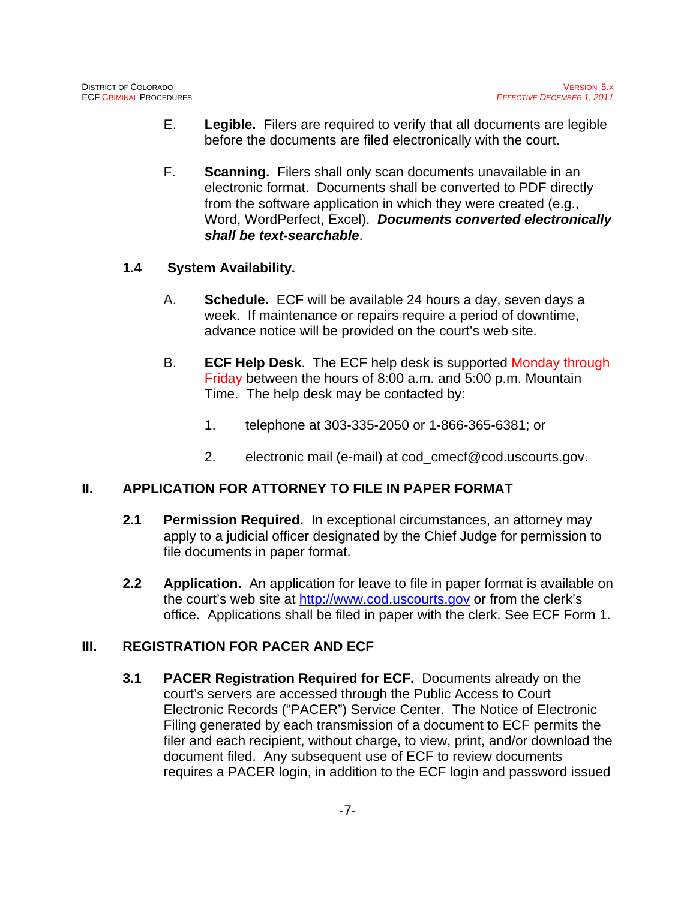E. **Legible.** Filers are required to verify that all documents are legible before the documents are filed electronically with the court.

F. **Scanning.** Filers shall only scan documents unavailable in an electronic format. Documents shall be converted to PDF directly from the software application in which they were created (e.g., Word, WordPerfect, Excel). ***Documents converted electronically shall be text-searchable***.

### 1.4 System Availability.

A. **Schedule.** ECF will be available 24 hours a day, seven days a week. If maintenance or repairs require a period of downtime, advance notice will be provided on the court's web site.

B. **ECF Help Desk**. The ECF help desk is supported Monday through Friday between the hours of 8:00 a.m. and 5:00 p.m. Mountain Time. The help desk may be contacted by:

1. telephone at 303-335-2050 or 1-866-365-6381; or

2. electronic mail (e-mail) at cod_cmecf@cod.uscourts.gov.

## II. APPLICATION FOR ATTORNEY TO FILE IN PAPER FORMAT

**2.1 Permission Required.** In exceptional circumstances, an attorney may apply to a judicial officer designated by the Chief Judge for permission to file documents in paper format.

**2.2 Application.** An application for leave to file in paper format is available on the court's web site at [http://www.cod.uscourts.gov](http://www.cod.uscourts.gov) or from the clerk's office. Applications shall be filed in paper with the clerk. See ECF Form 1.

## III. REGISTRATION FOR PACER AND ECF

**3.1 PACER Registration Required for ECF.** Documents already on the court's servers are accessed through the Public Access to Court Electronic Records ("PACER") Service Center. The Notice of Electronic Filing generated by each transmission of a document to ECF permits the filer and each recipient, without charge, to view, print, and/or download the document filed. Any subsequent use of ECF to review documents requires a PACER login, in addition to the ECF login and password issued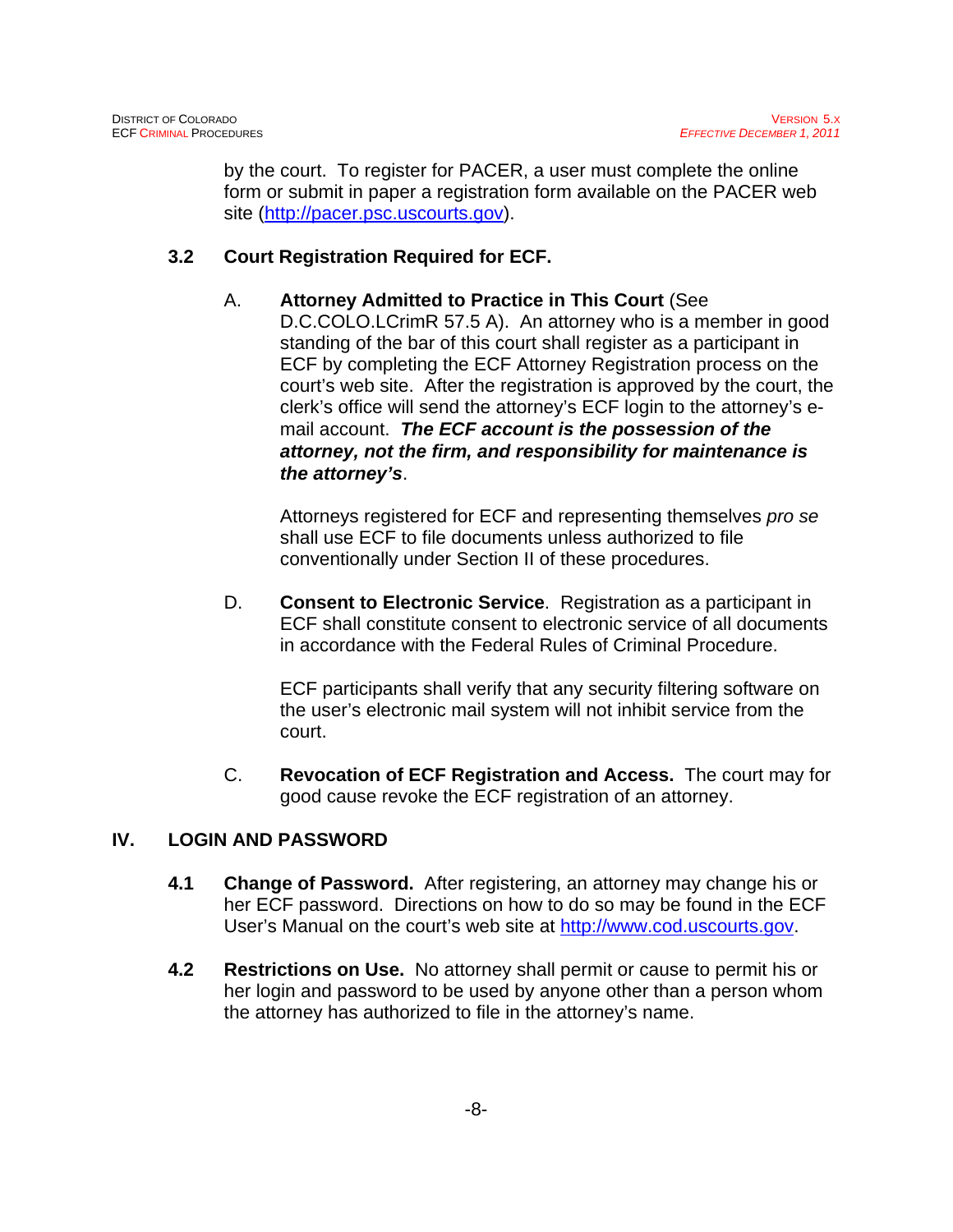by the court. To register for PACER, a user must complete the online form or submit in paper a registration form available on the PACER web site (http://pacer.psc.uscourts.gov).

### 3.2 Court Registration Required for ECF.

A. **Attorney Admitted to Practice in This Court** (See D.C.COLO.LCrimR 57.5 A). An attorney who is a member in good standing of the bar of this court shall register as a participant in ECF by completing the ECF Attorney Registration process on the court's web site. After the registration is approved by the court, the clerk's office will send the attorney's ECF login to the attorney's e-mail account. ***The ECF account is the possession of the attorney, not the firm, and responsibility for maintenance is the attorney's***.

Attorneys registered for ECF and representing themselves *pro se* shall use ECF to file documents unless authorized to file conventionally under Section II of these procedures.

D. **Consent to Electronic Service**. Registration as a participant in ECF shall constitute consent to electronic service of all documents in accordance with the Federal Rules of Criminal Procedure.

ECF participants shall verify that any security filtering software on the user's electronic mail system will not inhibit service from the court.

C. **Revocation of ECF Registration and Access.** The court may for good cause revoke the ECF registration of an attorney.

## IV. LOGIN AND PASSWORD

**4.1 Change of Password.** After registering, an attorney may change his or her ECF password. Directions on how to do so may be found in the ECF User's Manual on the court's web site at http://www.cod.uscourts.gov.

**4.2 Restrictions on Use.** No attorney shall permit or cause to permit his or her login and password to be used by anyone other than a person whom the attorney has authorized to file in the attorney's name.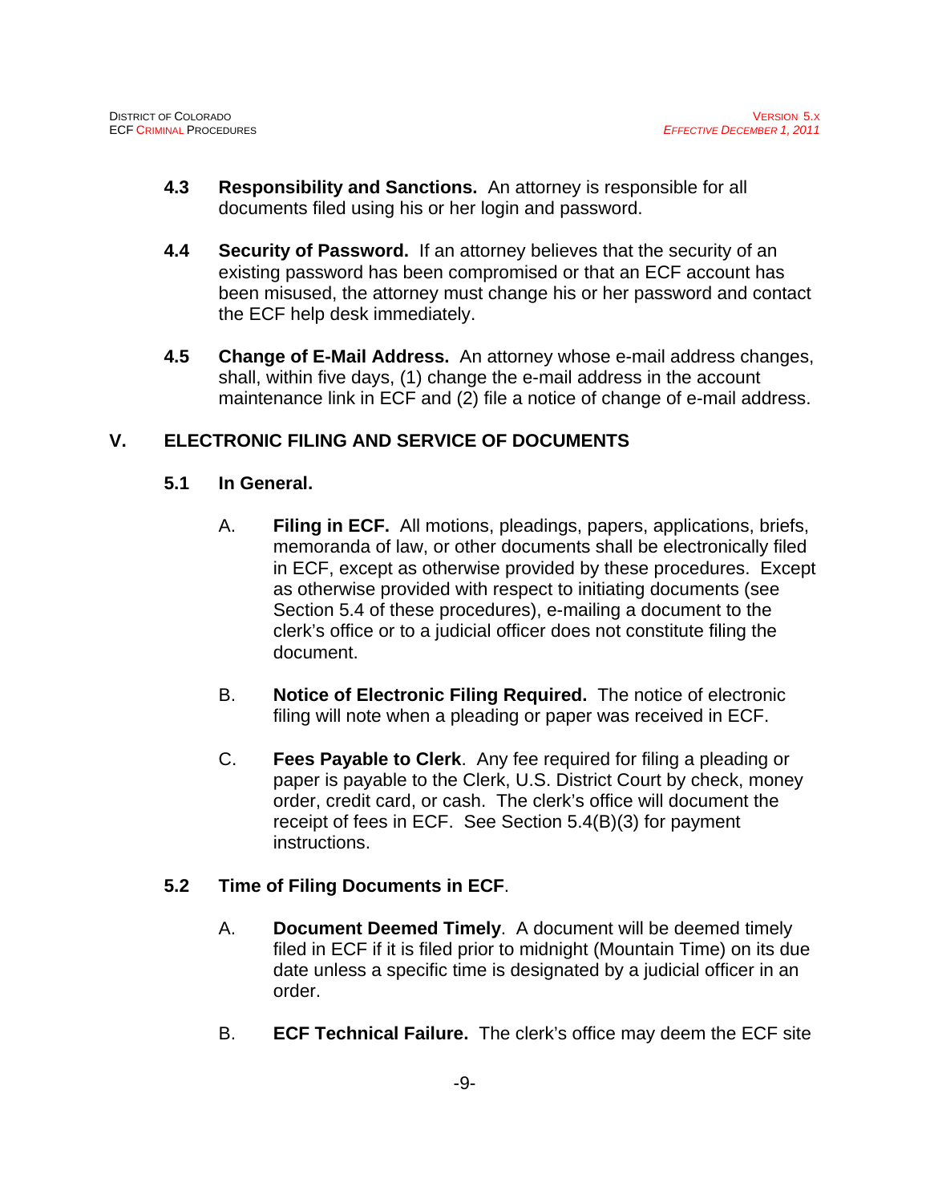**4.3 Responsibility and Sanctions.** An attorney is responsible for all documents filed using his or her login and password.

**4.4 Security of Password.** If an attorney believes that the security of an existing password has been compromised or that an ECF account has been misused, the attorney must change his or her password and contact the ECF help desk immediately.

**4.5 Change of E-Mail Address.** An attorney whose e-mail address changes, shall, within five days, (1) change the e-mail address in the account maintenance link in ECF and (2) file a notice of change of e-mail address.

## V. ELECTRONIC FILING AND SERVICE OF DOCUMENTS

### 5.1 In General.

A. **Filing in ECF.** All motions, pleadings, papers, applications, briefs, memoranda of law, or other documents shall be electronically filed in ECF, except as otherwise provided by these procedures. Except as otherwise provided with respect to initiating documents (see Section 5.4 of these procedures), e-mailing a document to the clerk's office or to a judicial officer does not constitute filing the document.

B. **Notice of Electronic Filing Required.** The notice of electronic filing will note when a pleading or paper was received in ECF.

C. **Fees Payable to Clerk**. Any fee required for filing a pleading or paper is payable to the Clerk, U.S. District Court by check, money order, credit card, or cash. The clerk's office will document the receipt of fees in ECF. See Section 5.4(B)(3) for payment instructions.

### 5.2 Time of Filing Documents in ECF.

A. **Document Deemed Timely**. A document will be deemed timely filed in ECF if it is filed prior to midnight (Mountain Time) on its due date unless a specific time is designated by a judicial officer in an order.

B. **ECF Technical Failure.** The clerk's office may deem the ECF site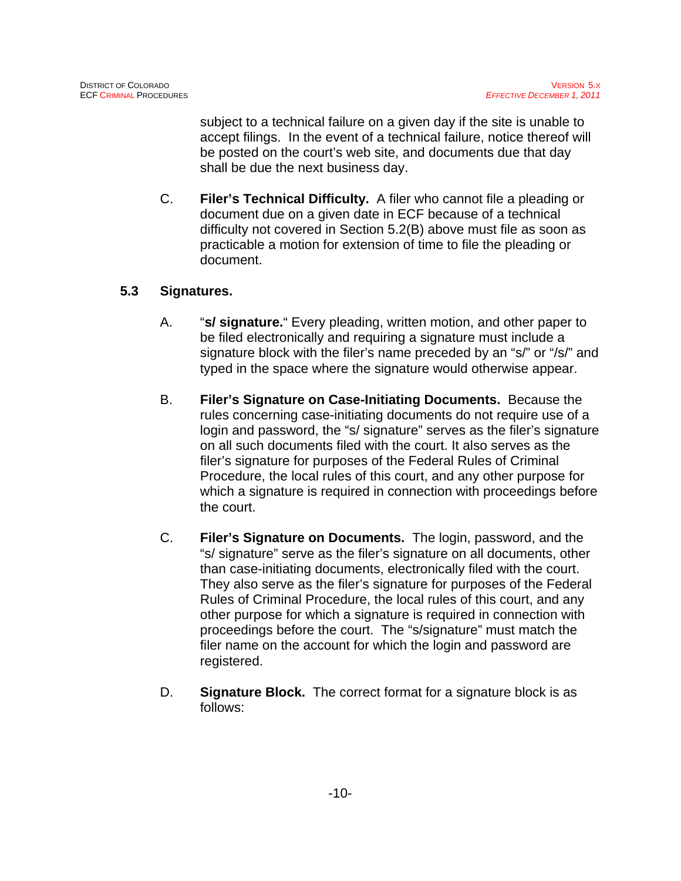subject to a technical failure on a given day if the site is unable to accept filings. In the event of a technical failure, notice thereof will be posted on the court's web site, and documents due that day shall be due the next business day.

C. **Filer's Technical Difficulty.** A filer who cannot file a pleading or document due on a given date in ECF because of a technical difficulty not covered in Section 5.2(B) above must file as soon as practicable a motion for extension of time to file the pleading or document.

## 5.3 Signatures.

A. "**s/ signature.**" Every pleading, written motion, and other paper to be filed electronically and requiring a signature must include a signature block with the filer's name preceded by an "s/" or "/s/" and typed in the space where the signature would otherwise appear.

B. **Filer's Signature on Case-Initiating Documents.** Because the rules concerning case-initiating documents do not require use of a login and password, the "s/ signature" serves as the filer's signature on all such documents filed with the court. It also serves as the filer's signature for purposes of the Federal Rules of Criminal Procedure, the local rules of this court, and any other purpose for which a signature is required in connection with proceedings before the court.

C. **Filer's Signature on Documents.** The login, password, and the "s/ signature" serve as the filer's signature on all documents, other than case-initiating documents, electronically filed with the court. They also serve as the filer's signature for purposes of the Federal Rules of Criminal Procedure, the local rules of this court, and any other purpose for which a signature is required in connection with proceedings before the court. The "s/signature" must match the filer name on the account for which the login and password are registered.

D. **Signature Block.** The correct format for a signature block is as follows: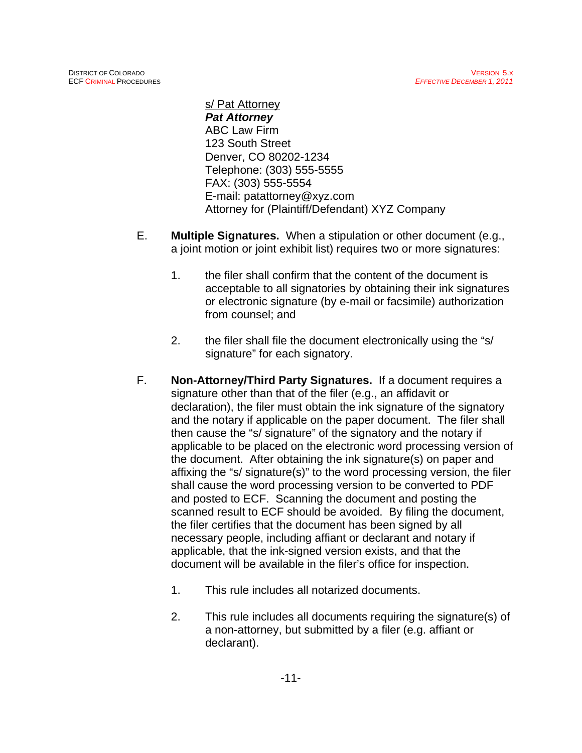s/ Pat Attorney  
***Pat Attorney***  
ABC Law Firm  
123 South Street  
Denver, CO 80202-1234  
Telephone: (303) 555-5555  
FAX: (303) 555-5554  
E-mail: patattorney@xyz.com  
Attorney for (Plaintiff/Defendant) XYZ Company

E. **Multiple Signatures.** When a stipulation or other document (e.g., a joint motion or joint exhibit list) requires two or more signatures:

   1. the filer shall confirm that the content of the document is acceptable to all signatories by obtaining their ink signatures or electronic signature (by e-mail or facsimile) authorization from counsel; and

   2. the filer shall file the document electronically using the "s/ signature" for each signatory.

F. **Non-Attorney/Third Party Signatures.** If a document requires a signature other than that of the filer (e.g., an affidavit or declaration), the filer must obtain the ink signature of the signatory and the notary if applicable on the paper document. The filer shall then cause the "s/ signature" of the signatory and the notary if applicable to be placed on the electronic word processing version of the document. After obtaining the ink signature(s) on paper and affixing the "s/ signature(s)" to the word processing version, the filer shall cause the word processing version to be converted to PDF and posted to ECF. Scanning the document and posting the scanned result to ECF should be avoided. By filing the document, the filer certifies that the document has been signed by all necessary people, including affiant or declarant and notary if applicable, that the ink-signed version exists, and that the document will be available in the filer's office for inspection.

   1. This rule includes all notarized documents.

   2. This rule includes all documents requiring the signature(s) of a non-attorney, but submitted by a filer (e.g. affiant or declarant).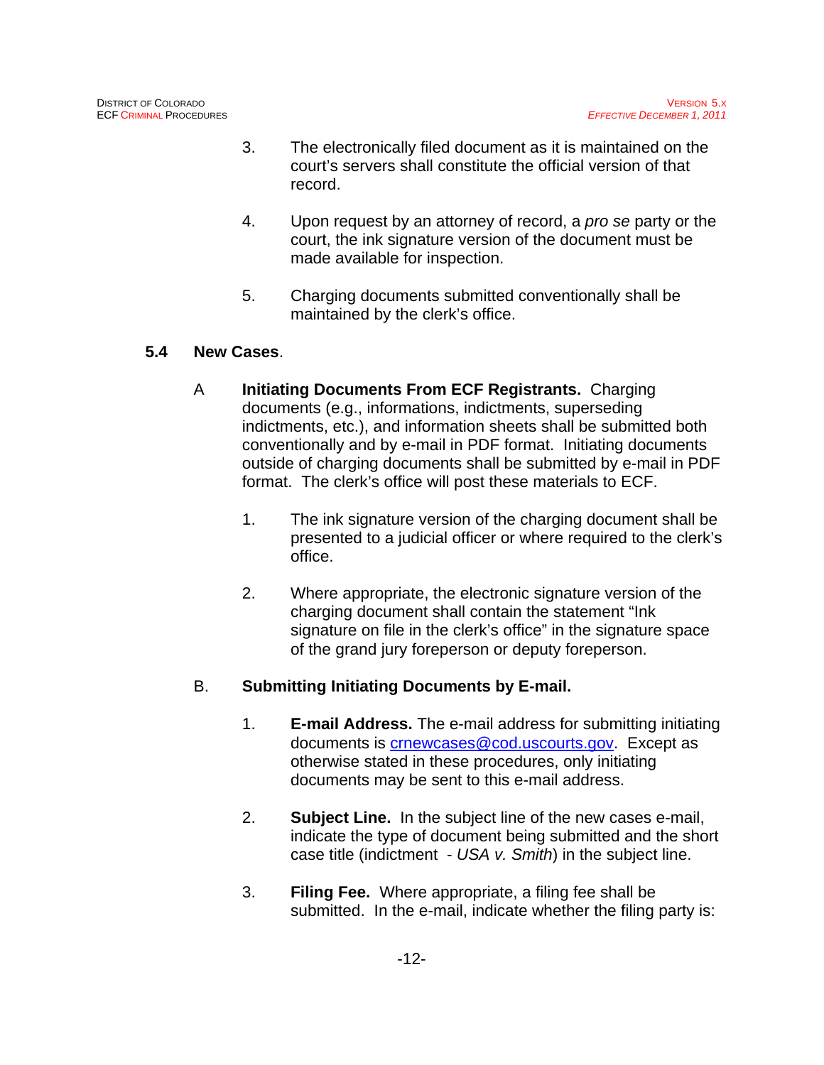3. The electronically filed document as it is maintained on the court's servers shall constitute the official version of that record.

4. Upon request by an attorney of record, a *pro se* party or the court, the ink signature version of the document must be made available for inspection.

5. Charging documents submitted conventionally shall be maintained by the clerk's office.

## 5.4 New Cases.

A **Initiating Documents From ECF Registrants.** Charging documents (e.g., informations, indictments, superseding indictments, etc.), and information sheets shall be submitted both conventionally and by e-mail in PDF format. Initiating documents outside of charging documents shall be submitted by e-mail in PDF format. The clerk's office will post these materials to ECF.

1. The ink signature version of the charging document shall be presented to a judicial officer or where required to the clerk's office.

2. Where appropriate, the electronic signature version of the charging document shall contain the statement "Ink signature on file in the clerk's office" in the signature space of the grand jury foreperson or deputy foreperson.

B. **Submitting Initiating Documents by E-mail.**

1. **E-mail Address.** The e-mail address for submitting initiating documents is crnewcases@cod.uscourts.gov. Except as otherwise stated in these procedures, only initiating documents may be sent to this e-mail address.

2. **Subject Line.** In the subject line of the new cases e-mail, indicate the type of document being submitted and the short case title (indictment - *USA v. Smith*) in the subject line.

3. **Filing Fee.** Where appropriate, a filing fee shall be submitted. In the e-mail, indicate whether the filing party is: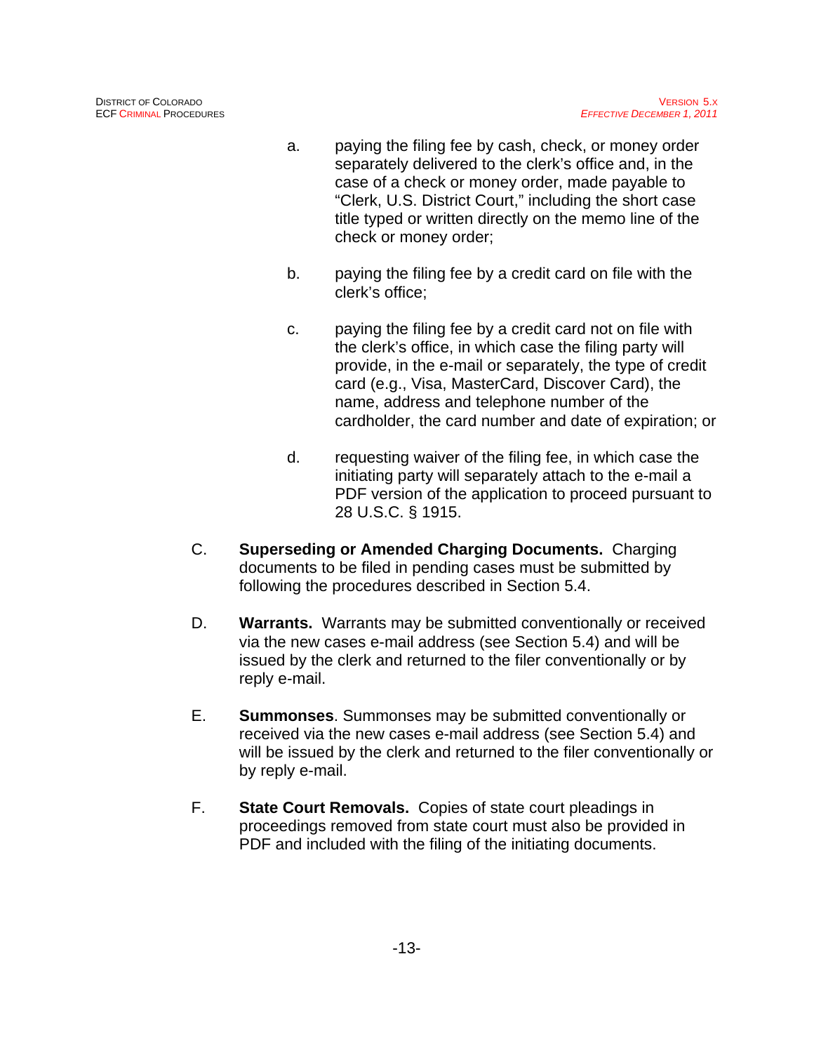a. paying the filing fee by cash, check, or money order separately delivered to the clerk's office and, in the case of a check or money order, made payable to "Clerk, U.S. District Court," including the short case title typed or written directly on the memo line of the check or money order;

b. paying the filing fee by a credit card on file with the clerk's office;

c. paying the filing fee by a credit card not on file with the clerk's office, in which case the filing party will provide, in the e-mail or separately, the type of credit card (e.g., Visa, MasterCard, Discover Card), the name, address and telephone number of the cardholder, the card number and date of expiration; or

d. requesting waiver of the filing fee, in which case the initiating party will separately attach to the e-mail a PDF version of the application to proceed pursuant to 28 U.S.C. § 1915.

C. **Superseding or Amended Charging Documents.** Charging documents to be filed in pending cases must be submitted by following the procedures described in Section 5.4.

D. **Warrants.** Warrants may be submitted conventionally or received via the new cases e-mail address (see Section 5.4) and will be issued by the clerk and returned to the filer conventionally or by reply e-mail.

E. **Summonses**. Summonses may be submitted conventionally or received via the new cases e-mail address (see Section 5.4) and will be issued by the clerk and returned to the filer conventionally or by reply e-mail.

F. **State Court Removals.** Copies of state court pleadings in proceedings removed from state court must also be provided in PDF and included with the filing of the initiating documents.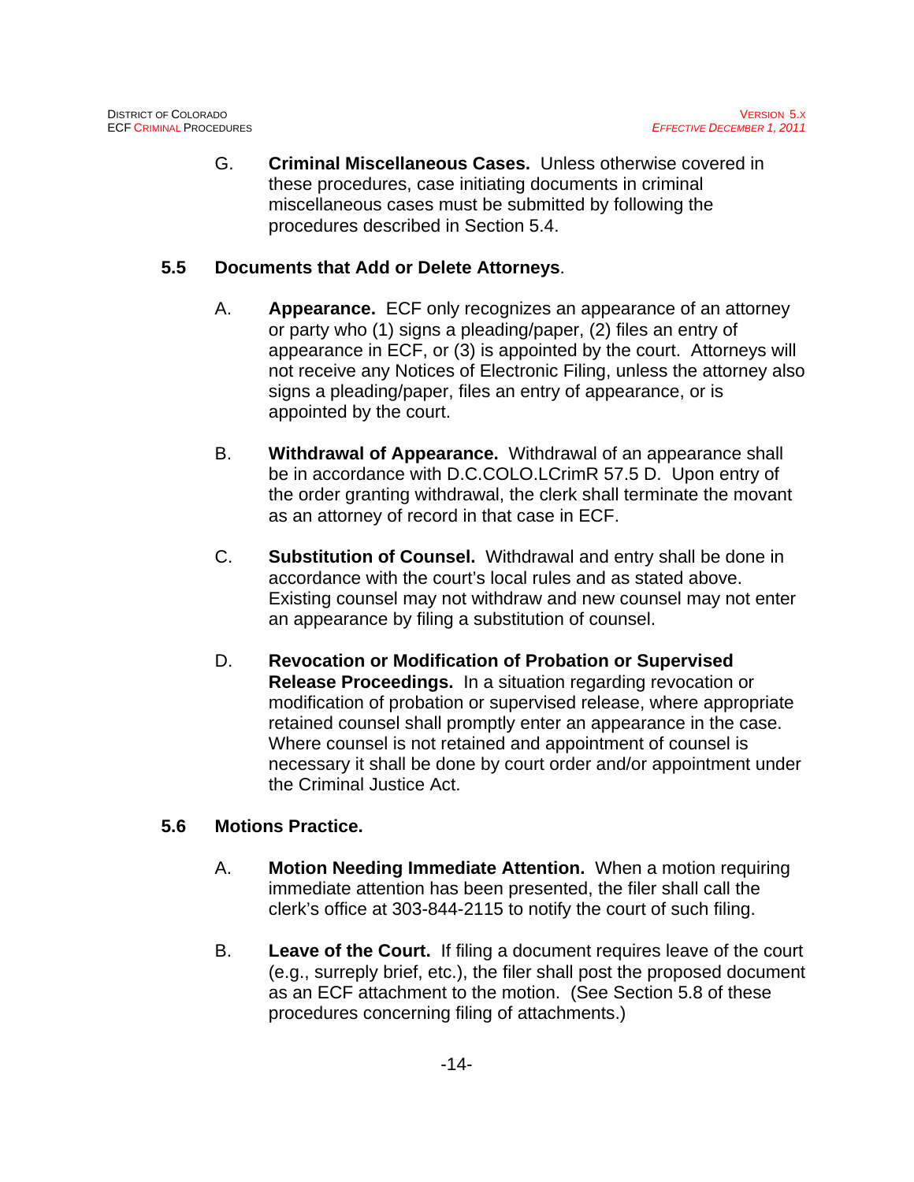G. **Criminal Miscellaneous Cases.** Unless otherwise covered in these procedures, case initiating documents in criminal miscellaneous cases must be submitted by following the procedures described in Section 5.4.

## 5.5 Documents that Add or Delete Attorneys.

A. **Appearance.** ECF only recognizes an appearance of an attorney or party who (1) signs a pleading/paper, (2) files an entry of appearance in ECF, or (3) is appointed by the court. Attorneys will not receive any Notices of Electronic Filing, unless the attorney also signs a pleading/paper, files an entry of appearance, or is appointed by the court.

B. **Withdrawal of Appearance.** Withdrawal of an appearance shall be in accordance with D.C.COLO.LCrimR 57.5 D. Upon entry of the order granting withdrawal, the clerk shall terminate the movant as an attorney of record in that case in ECF.

C. **Substitution of Counsel.** Withdrawal and entry shall be done in accordance with the court's local rules and as stated above. Existing counsel may not withdraw and new counsel may not enter an appearance by filing a substitution of counsel.

D. **Revocation or Modification of Probation or Supervised Release Proceedings.** In a situation regarding revocation or modification of probation or supervised release, where appropriate retained counsel shall promptly enter an appearance in the case. Where counsel is not retained and appointment of counsel is necessary it shall be done by court order and/or appointment under the Criminal Justice Act.

## 5.6 Motions Practice.

A. **Motion Needing Immediate Attention.** When a motion requiring immediate attention has been presented, the filer shall call the clerk's office at 303-844-2115 to notify the court of such filing.

B. **Leave of the Court.** If filing a document requires leave of the court (e.g., surreply brief, etc.), the filer shall post the proposed document as an ECF attachment to the motion. (See Section 5.8 of these procedures concerning filing of attachments.)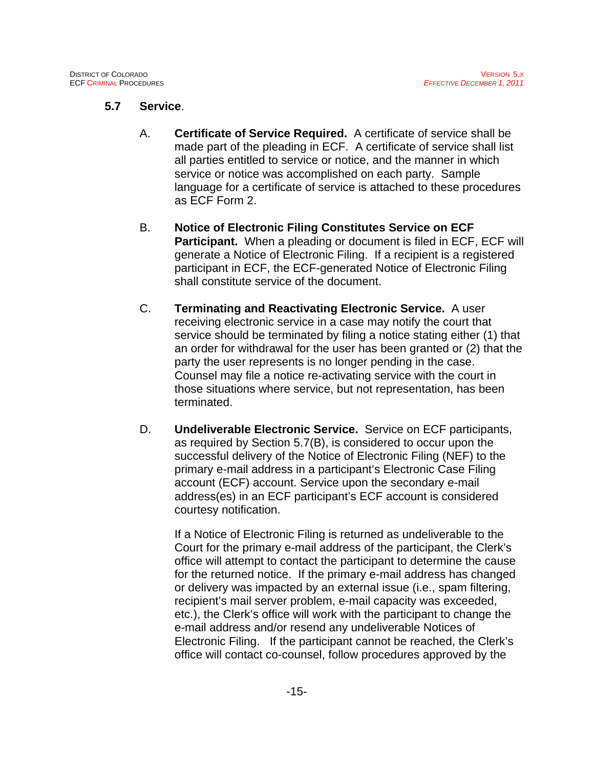### 5.7 **Service**.

A. **Certificate of Service Required.** A certificate of service shall be made part of the pleading in ECF. A certificate of service shall list all parties entitled to service or notice, and the manner in which service or notice was accomplished on each party. Sample language for a certificate of service is attached to these procedures as ECF Form 2.

B. **Notice of Electronic Filing Constitutes Service on ECF Participant.** When a pleading or document is filed in ECF, ECF will generate a Notice of Electronic Filing. If a recipient is a registered participant in ECF, the ECF-generated Notice of Electronic Filing shall constitute service of the document.

C. **Terminating and Reactivating Electronic Service.** A user receiving electronic service in a case may notify the court that service should be terminated by filing a notice stating either (1) that an order for withdrawal for the user has been granted or (2) that the party the user represents is no longer pending in the case. Counsel may file a notice re-activating service with the court in those situations where service, but not representation, has been terminated.

D. **Undeliverable Electronic Service.** Service on ECF participants, as required by Section 5.7(B), is considered to occur upon the successful delivery of the Notice of Electronic Filing (NEF) to the primary e-mail address in a participant's Electronic Case Filing account (ECF) account. Service upon the secondary e-mail address(es) in an ECF participant's ECF account is considered courtesy notification.

If a Notice of Electronic Filing is returned as undeliverable to the Court for the primary e-mail address of the participant, the Clerk's office will attempt to contact the participant to determine the cause for the returned notice. If the primary e-mail address has changed or delivery was impacted by an external issue (i.e., spam filtering, recipient's mail server problem, e-mail capacity was exceeded, etc.), the Clerk's office will work with the participant to change the e-mail address and/or resend any undeliverable Notices of Electronic Filing. If the participant cannot be reached, the Clerk's office will contact co-counsel, follow procedures approved by the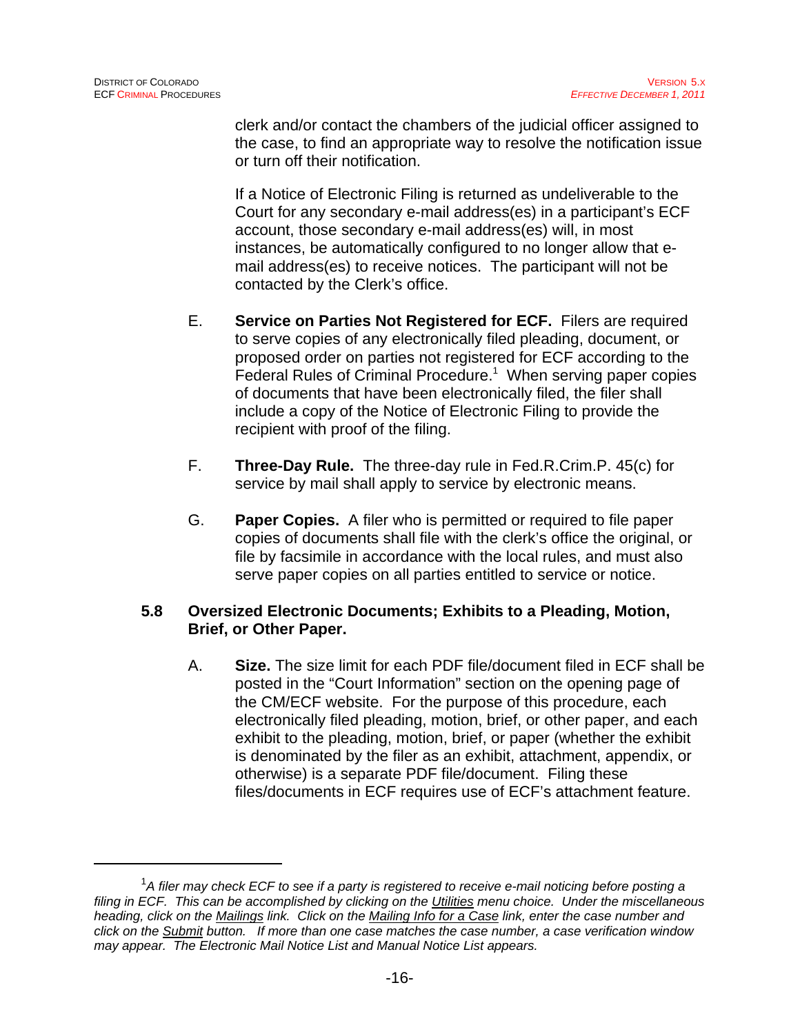clerk and/or contact the chambers of the judicial officer assigned to the case, to find an appropriate way to resolve the notification issue or turn off their notification.

If a Notice of Electronic Filing is returned as undeliverable to the Court for any secondary e-mail address(es) in a participant's ECF account, those secondary e-mail address(es) will, in most instances, be automatically configured to no longer allow that e-mail address(es) to receive notices. The participant will not be contacted by the Clerk's office.

E. **Service on Parties Not Registered for ECF.** Filers are required to serve copies of any electronically filed pleading, document, or proposed order on parties not registered for ECF according to the Federal Rules of Criminal Procedure.[1] When serving paper copies of documents that have been electronically filed, the filer shall include a copy of the Notice of Electronic Filing to provide the recipient with proof of the filing.

F. **Three-Day Rule.** The three-day rule in Fed.R.Crim.P. 45(c) for service by mail shall apply to service by electronic means.

G. **Paper Copies.** A filer who is permitted or required to file paper copies of documents shall file with the clerk's office the original, or file by facsimile in accordance with the local rules, and must also serve paper copies on all parties entitled to service or notice.

### 5.8 Oversized Electronic Documents; Exhibits to a Pleading, Motion, Brief, or Other Paper.

A. **Size.** The size limit for each PDF file/document filed in ECF shall be posted in the "Court Information" section on the opening page of the CM/ECF website. For the purpose of this procedure, each electronically filed pleading, motion, brief, or other paper, and each exhibit to the pleading, motion, brief, or paper (whether the exhibit is denominated by the filer as an exhibit, attachment, appendix, or otherwise) is a separate PDF file/document. Filing these files/documents in ECF requires use of ECF's attachment feature.

---

[1] *A filer may check ECF to see if a party is registered to receive e-mail noticing before posting a filing in ECF. This can be accomplished by clicking on the Utilities menu choice. Under the miscellaneous heading, click on the Mailings link. Click on the Mailing Info for a Case link, enter the case number and click on the Submit button. If more than one case matches the case number, a case verification window may appear. The Electronic Mail Notice List and Manual Notice List appears.*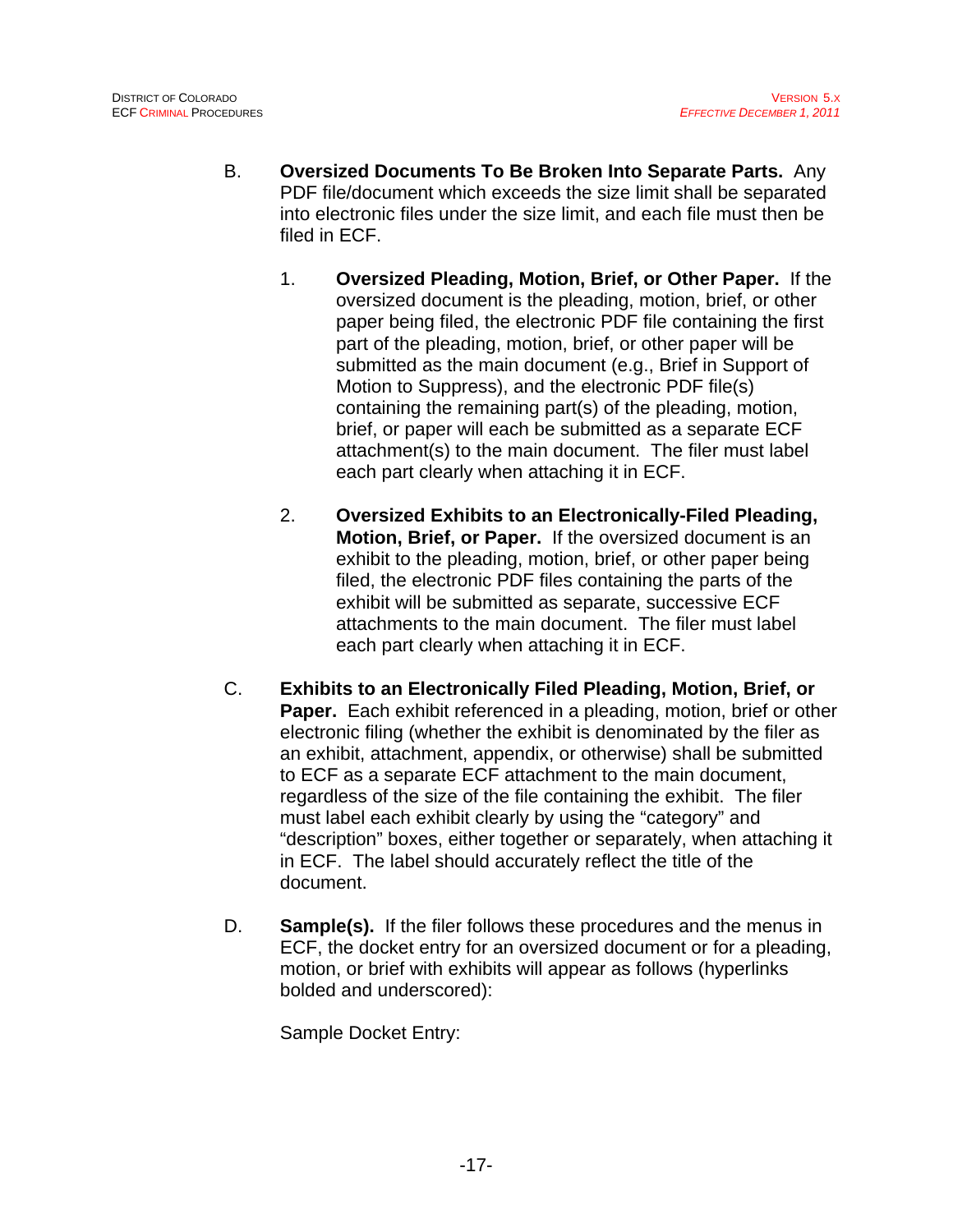B. **Oversized Documents To Be Broken Into Separate Parts.** Any PDF file/document which exceeds the size limit shall be separated into electronic files under the size limit, and each file must then be filed in ECF.

1. **Oversized Pleading, Motion, Brief, or Other Paper.** If the oversized document is the pleading, motion, brief, or other paper being filed, the electronic PDF file containing the first part of the pleading, motion, brief, or other paper will be submitted as the main document (e.g., Brief in Support of Motion to Suppress), and the electronic PDF file(s) containing the remaining part(s) of the pleading, motion, brief, or paper will each be submitted as a separate ECF attachment(s) to the main document. The filer must label each part clearly when attaching it in ECF.

2. **Oversized Exhibits to an Electronically-Filed Pleading, Motion, Brief, or Paper.** If the oversized document is an exhibit to the pleading, motion, brief, or other paper being filed, the electronic PDF files containing the parts of the exhibit will be submitted as separate, successive ECF attachments to the main document. The filer must label each part clearly when attaching it in ECF.

C. **Exhibits to an Electronically Filed Pleading, Motion, Brief, or Paper.** Each exhibit referenced in a pleading, motion, brief or other electronic filing (whether the exhibit is denominated by the filer as an exhibit, attachment, appendix, or otherwise) shall be submitted to ECF as a separate ECF attachment to the main document, regardless of the size of the file containing the exhibit. The filer must label each exhibit clearly by using the "category" and "description" boxes, either together or separately, when attaching it in ECF. The label should accurately reflect the title of the document.

D. **Sample(s).** If the filer follows these procedures and the menus in ECF, the docket entry for an oversized document or for a pleading, motion, or brief with exhibits will appear as follows (hyperlinks bolded and underscored):

Sample Docket Entry: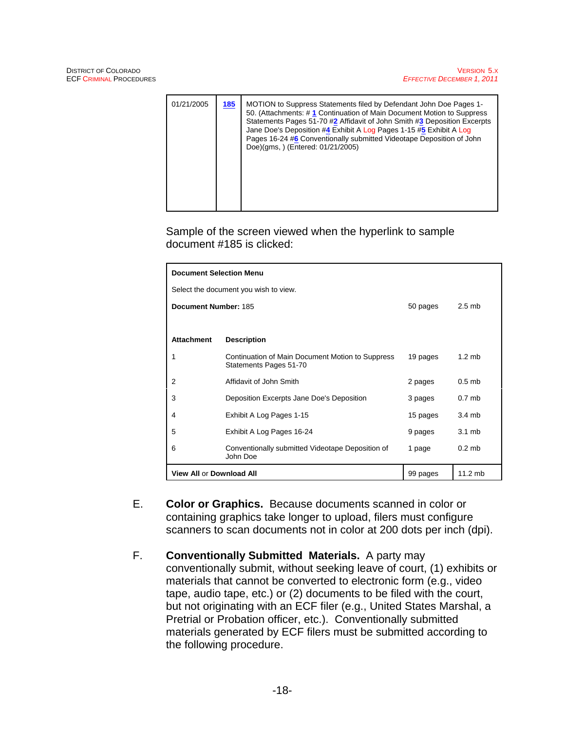| 01/21/2005 | 185 | MOTION to Suppress Statements filed by Defendant John Doe Pages 1-50. (Attachments: # 1 Continuation of Main Document Motion to Suppress Statements Pages 51-70 #2 Affidavit of John Smith #3 Deposition Excerpts Jane Doe's Deposition #4 Exhibit A Log Pages 1-15 #5 Exhibit A Log Pages 16-24 #6 Conventionally submitted Videotape Deposition of John Doe)(gms, ) (Entered: 01/21/2005) |
|---|---|---|

Sample of the screen viewed when the hyperlink to sample document #185 is clicked:

| **Document Selection Menu** | | | |
|---|---|---|---|
| Select the document you wish to view. | | | |
| **Document Number:** 185 | | 50 pages | 2.5 mb |
| **Attachment** | **Description** | | |
| 1 | Continuation of Main Document Motion to Suppress Statements Pages 51-70 | 19 pages | 1.2 mb |
| 2 | Affidavit of John Smith | 2 pages | 0.5 mb |
| 3 | Deposition Excerpts Jane Doe's Deposition | 3 pages | 0.7 mb |
| 4 | Exhibit A Log Pages 1-15 | 15 pages | 3.4 mb |
| 5 | Exhibit A Log Pages 16-24 | 9 pages | 3.1 mb |
| 6 | Conventionally submitted Videotape Deposition of John Doe | 1 page | 0.2 mb |
| **View All** or **Download All** | | 99 pages | 11.2 mb |

E. **Color or Graphics.** Because documents scanned in color or containing graphics take longer to upload, filers must configure scanners to scan documents not in color at 200 dots per inch (dpi).

F. **Conventionally Submitted Materials.** A party may conventionally submit, without seeking leave of court, (1) exhibits or materials that cannot be converted to electronic form (e.g., video tape, audio tape, etc.) or (2) documents to be filed with the court, but not originating with an ECF filer (e.g., United States Marshal, a Pretrial or Probation officer, etc.). Conventionally submitted materials generated by ECF filers must be submitted according to the following procedure.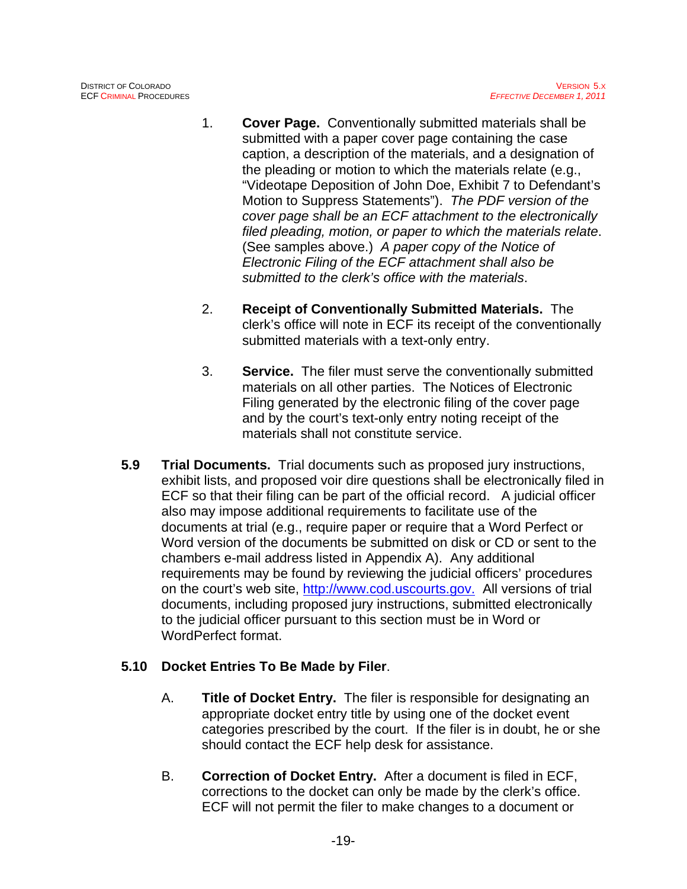1. **Cover Page.** Conventionally submitted materials shall be submitted with a paper cover page containing the case caption, a description of the materials, and a designation of the pleading or motion to which the materials relate (e.g., "Videotape Deposition of John Doe, Exhibit 7 to Defendant's Motion to Suppress Statements"). *The PDF version of the cover page shall be an ECF attachment to the electronically filed pleading, motion, or paper to which the materials relate*. (See samples above.) *A paper copy of the Notice of Electronic Filing of the ECF attachment shall also be submitted to the clerk's office with the materials*.

2. **Receipt of Conventionally Submitted Materials.** The clerk's office will note in ECF its receipt of the conventionally submitted materials with a text-only entry.

3. **Service.** The filer must serve the conventionally submitted materials on all other parties. The Notices of Electronic Filing generated by the electronic filing of the cover page and by the court's text-only entry noting receipt of the materials shall not constitute service.

**5.9 Trial Documents.** Trial documents such as proposed jury instructions, exhibit lists, and proposed voir dire questions shall be electronically filed in ECF so that their filing can be part of the official record. A judicial officer also may impose additional requirements to facilitate use of the documents at trial (e.g., require paper or require that a Word Perfect or Word version of the documents be submitted on disk or CD or sent to the chambers e-mail address listed in Appendix A). Any additional requirements may be found by reviewing the judicial officers' procedures on the court's web site, [http://www.cod.uscourts.gov.](http://www.cod.uscourts.gov) All versions of trial documents, including proposed jury instructions, submitted electronically to the judicial officer pursuant to this section must be in Word or WordPerfect format.

**5.10 Docket Entries To Be Made by Filer**.

A. **Title of Docket Entry.** The filer is responsible for designating an appropriate docket entry title by using one of the docket event categories prescribed by the court. If the filer is in doubt, he or she should contact the ECF help desk for assistance.

B. **Correction of Docket Entry.** After a document is filed in ECF, corrections to the docket can only be made by the clerk's office. ECF will not permit the filer to make changes to a document or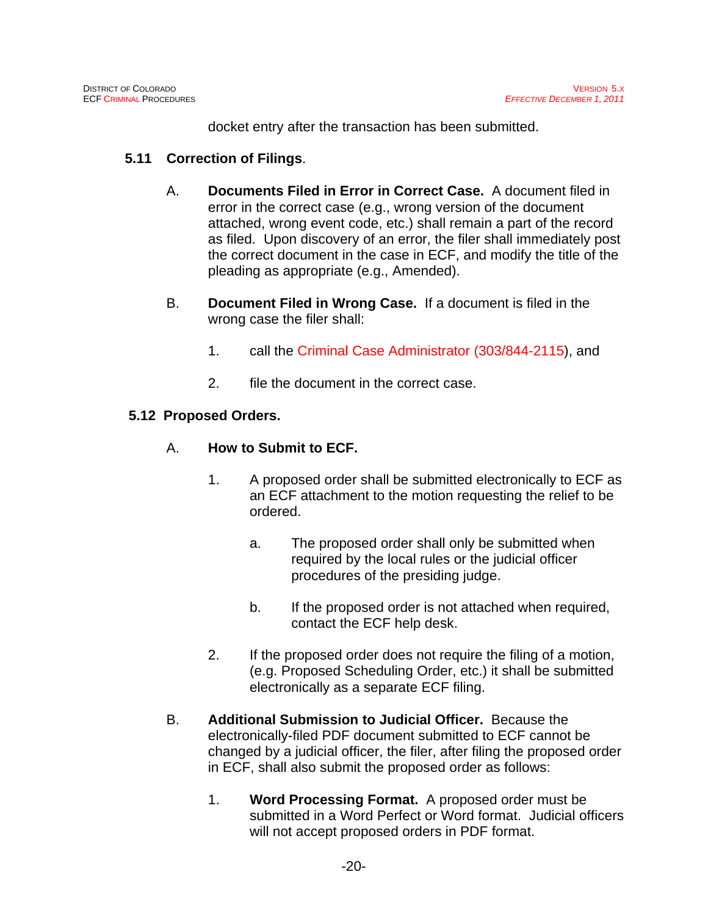docket entry after the transaction has been submitted.

## 5.11 Correction of Filings.

A. **Documents Filed in Error in Correct Case.** A document filed in error in the correct case (e.g., wrong version of the document attached, wrong event code, etc.) shall remain a part of the record as filed. Upon discovery of an error, the filer shall immediately post the correct document in the case in ECF, and modify the title of the pleading as appropriate (e.g., Amended).

B. **Document Filed in Wrong Case.** If a document is filed in the wrong case the filer shall:

1. call the Criminal Case Administrator (303/844-2115), and

2. file the document in the correct case.

## 5.12 Proposed Orders.

A. **How to Submit to ECF.**

1. A proposed order shall be submitted electronically to ECF as an ECF attachment to the motion requesting the relief to be ordered.

   a. The proposed order shall only be submitted when required by the local rules or the judicial officer procedures of the presiding judge.

   b. If the proposed order is not attached when required, contact the ECF help desk.

2. If the proposed order does not require the filing of a motion, (e.g. Proposed Scheduling Order, etc.) it shall be submitted electronically as a separate ECF filing.

B. **Additional Submission to Judicial Officer.** Because the electronically-filed PDF document submitted to ECF cannot be changed by a judicial officer, the filer, after filing the proposed order in ECF, shall also submit the proposed order as follows:

1. **Word Processing Format.** A proposed order must be submitted in a Word Perfect or Word format. Judicial officers will not accept proposed orders in PDF format.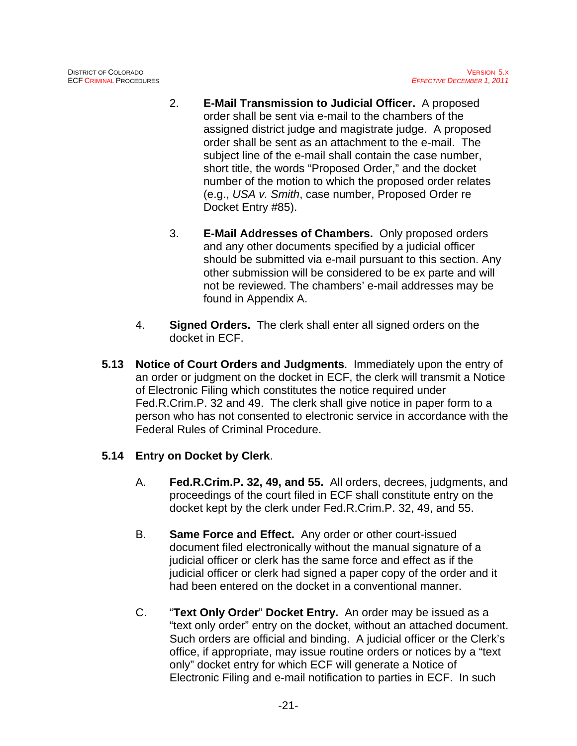2. **E-Mail Transmission to Judicial Officer.** A proposed order shall be sent via e-mail to the chambers of the assigned district judge and magistrate judge. A proposed order shall be sent as an attachment to the e-mail. The subject line of the e-mail shall contain the case number, short title, the words "Proposed Order," and the docket number of the motion to which the proposed order relates (e.g., *USA v. Smith*, case number, Proposed Order re Docket Entry #85).

3. **E-Mail Addresses of Chambers.** Only proposed orders and any other documents specified by a judicial officer should be submitted via e-mail pursuant to this section. Any other submission will be considered to be ex parte and will not be reviewed. The chambers' e-mail addresses may be found in Appendix A.

4. **Signed Orders.** The clerk shall enter all signed orders on the docket in ECF.

**5.13 Notice of Court Orders and Judgments**. Immediately upon the entry of an order or judgment on the docket in ECF, the clerk will transmit a Notice of Electronic Filing which constitutes the notice required under Fed.R.Crim.P. 32 and 49. The clerk shall give notice in paper form to a person who has not consented to electronic service in accordance with the Federal Rules of Criminal Procedure.

**5.14 Entry on Docket by Clerk**.

A. **Fed.R.Crim.P. 32, 49, and 55.** All orders, decrees, judgments, and proceedings of the court filed in ECF shall constitute entry on the docket kept by the clerk under Fed.R.Crim.P. 32, 49, and 55.

B. **Same Force and Effect.** Any order or other court-issued document filed electronically without the manual signature of a judicial officer or clerk has the same force and effect as if the judicial officer or clerk had signed a paper copy of the order and it had been entered on the docket in a conventional manner.

C. "**Text Only Order**" **Docket Entry.** An order may be issued as a "text only order" entry on the docket, without an attached document. Such orders are official and binding. A judicial officer or the Clerk's office, if appropriate, may issue routine orders or notices by a "text only" docket entry for which ECF will generate a Notice of Electronic Filing and e-mail notification to parties in ECF. In such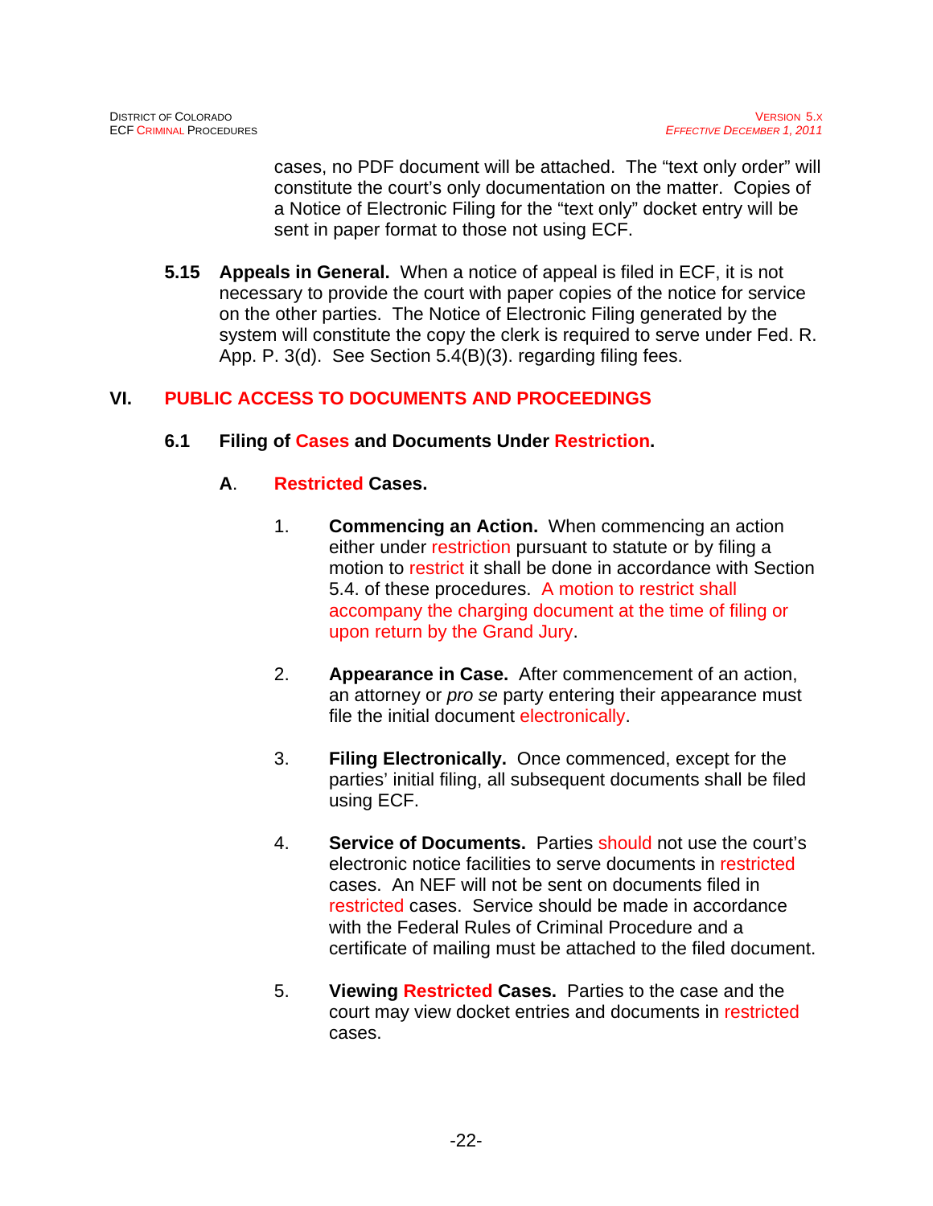cases, no PDF document will be attached. The “text only order” will constitute the court’s only documentation on the matter. Copies of a Notice of Electronic Filing for the “text only” docket entry will be sent in paper format to those not using ECF.

**5.15 Appeals in General.** When a notice of appeal is filed in ECF, it is not necessary to provide the court with paper copies of the notice for service on the other parties. The Notice of Electronic Filing generated by the system will constitute the copy the clerk is required to serve under Fed. R. App. P. 3(d). See Section 5.4(B)(3). regarding filing fees.

# VI. PUBLIC ACCESS TO DOCUMENTS AND PROCEEDINGS

## 6.1 Filing of Cases and Documents Under Restriction.

### A. Restricted Cases.

1. **Commencing an Action.** When commencing an action either under restriction pursuant to statute or by filing a motion to restrict it shall be done in accordance with Section 5.4. of these procedures. A motion to restrict shall accompany the charging document at the time of filing or upon return by the Grand Jury.

2. **Appearance in Case.** After commencement of an action, an attorney or *pro se* party entering their appearance must file the initial document electronically.

3. **Filing Electronically.** Once commenced, except for the parties’ initial filing, all subsequent documents shall be filed using ECF.

4. **Service of Documents.** Parties should not use the court’s electronic notice facilities to serve documents in restricted cases. An NEF will not be sent on documents filed in restricted cases. Service should be made in accordance with the Federal Rules of Criminal Procedure and a certificate of mailing must be attached to the filed document.

5. **Viewing Restricted Cases.** Parties to the case and the court may view docket entries and documents in restricted cases.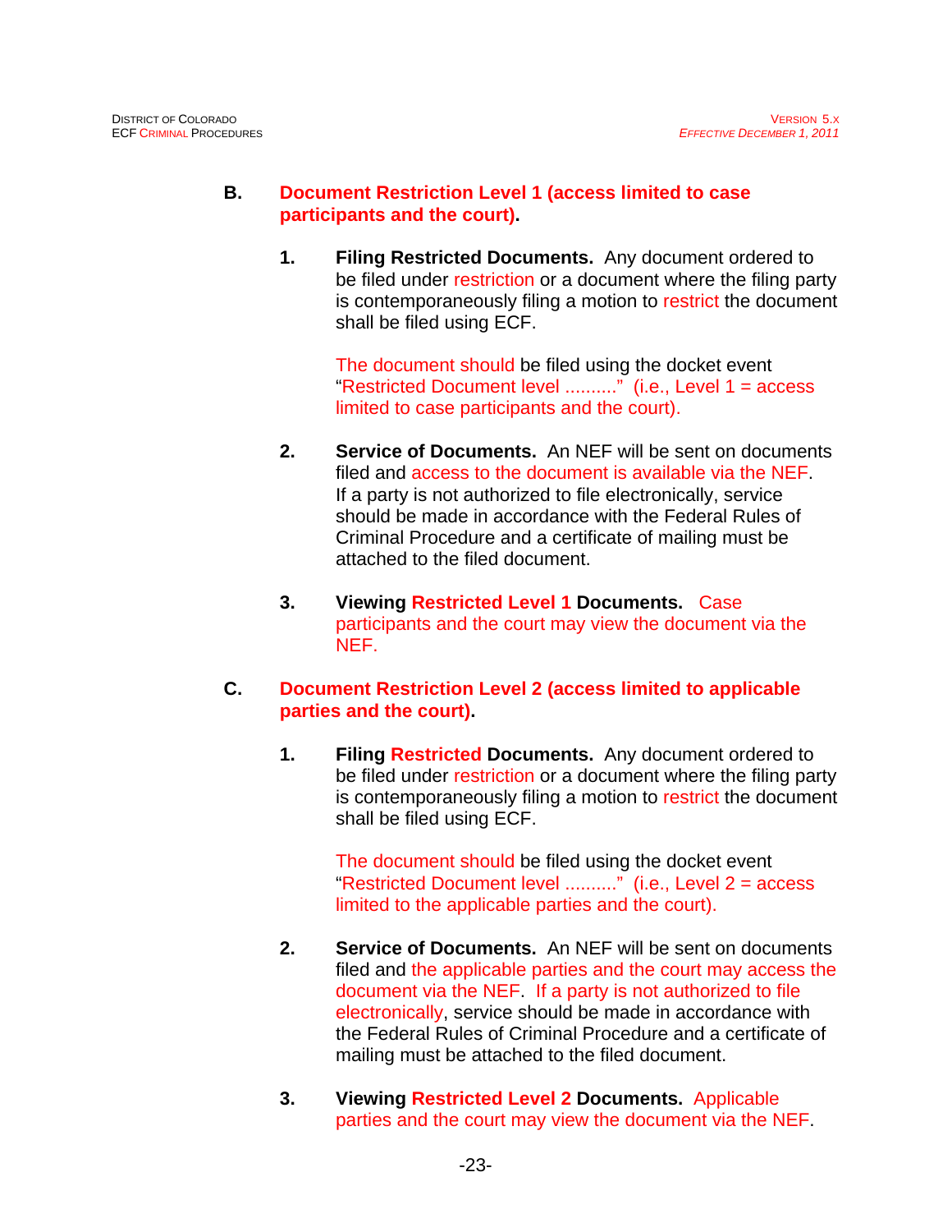## B. Document Restriction Level 1 (access limited to case participants and the court).

1. **Filing Restricted Documents.** Any document ordered to be filed under restriction or a document where the filing party is contemporaneously filing a motion to restrict the document shall be filed using ECF.

   The document should be filed using the docket event "Restricted Document level .........." (i.e., Level 1 = access limited to case participants and the court).

2. **Service of Documents.** An NEF will be sent on documents filed and access to the document is available via the NEF. If a party is not authorized to file electronically, service should be made in accordance with the Federal Rules of Criminal Procedure and a certificate of mailing must be attached to the filed document.

3. **Viewing Restricted Level 1 Documents.** Case participants and the court may view the document via the NEF.

## C. Document Restriction Level 2 (access limited to applicable parties and the court).

1. **Filing Restricted Documents.** Any document ordered to be filed under restriction or a document where the filing party is contemporaneously filing a motion to restrict the document shall be filed using ECF.

   The document should be filed using the docket event "Restricted Document level .........." (i.e., Level 2 = access limited to the applicable parties and the court).

2. **Service of Documents.** An NEF will be sent on documents filed and the applicable parties and the court may access the document via the NEF. If a party is not authorized to file electronically, service should be made in accordance with the Federal Rules of Criminal Procedure and a certificate of mailing must be attached to the filed document.

3. **Viewing Restricted Level 2 Documents.** Applicable parties and the court may view the document via the NEF.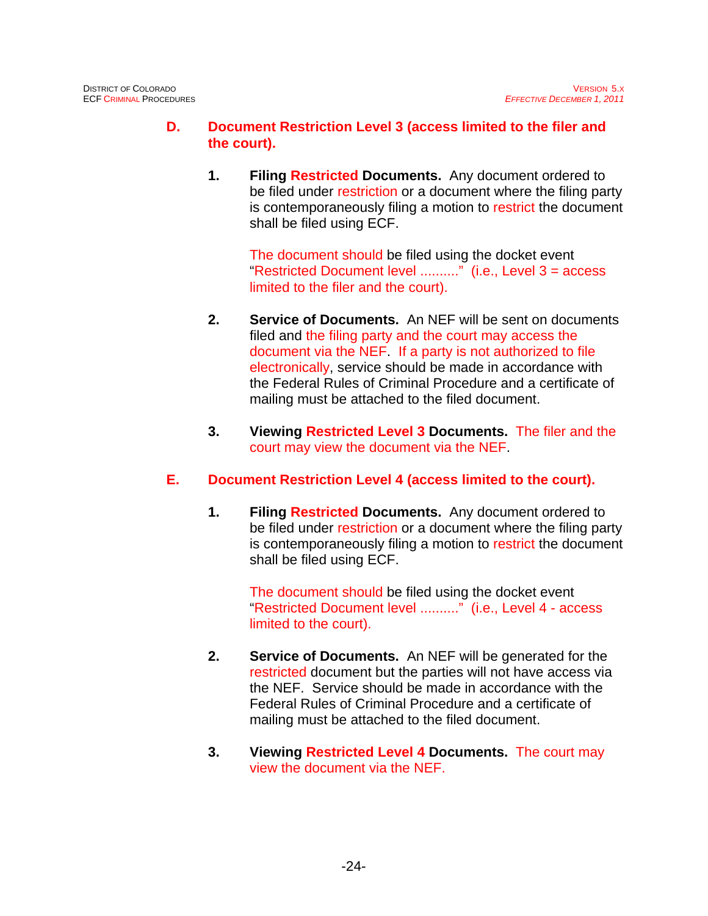## D. Document Restriction Level 3 (access limited to the filer and the court).

1. **Filing Restricted Documents.** Any document ordered to be filed under restriction or a document where the filing party is contemporaneously filing a motion to restrict the document shall be filed using ECF.

   The document should be filed using the docket event "Restricted Document level .........." (i.e., Level 3 = access limited to the filer and the court).

2. **Service of Documents.** An NEF will be sent on documents filed and the filing party and the court may access the document via the NEF. If a party is not authorized to file electronically, service should be made in accordance with the Federal Rules of Criminal Procedure and a certificate of mailing must be attached to the filed document.

3. **Viewing Restricted Level 3 Documents.** The filer and the court may view the document via the NEF.

## E. Document Restriction Level 4 (access limited to the court).

1. **Filing Restricted Documents.** Any document ordered to be filed under restriction or a document where the filing party is contemporaneously filing a motion to restrict the document shall be filed using ECF.

   The document should be filed using the docket event "Restricted Document level .........." (i.e., Level 4 - access limited to the court).

2. **Service of Documents.** An NEF will be generated for the restricted document but the parties will not have access via the NEF. Service should be made in accordance with the Federal Rules of Criminal Procedure and a certificate of mailing must be attached to the filed document.

3. **Viewing Restricted Level 4 Documents.** The court may view the document via the NEF.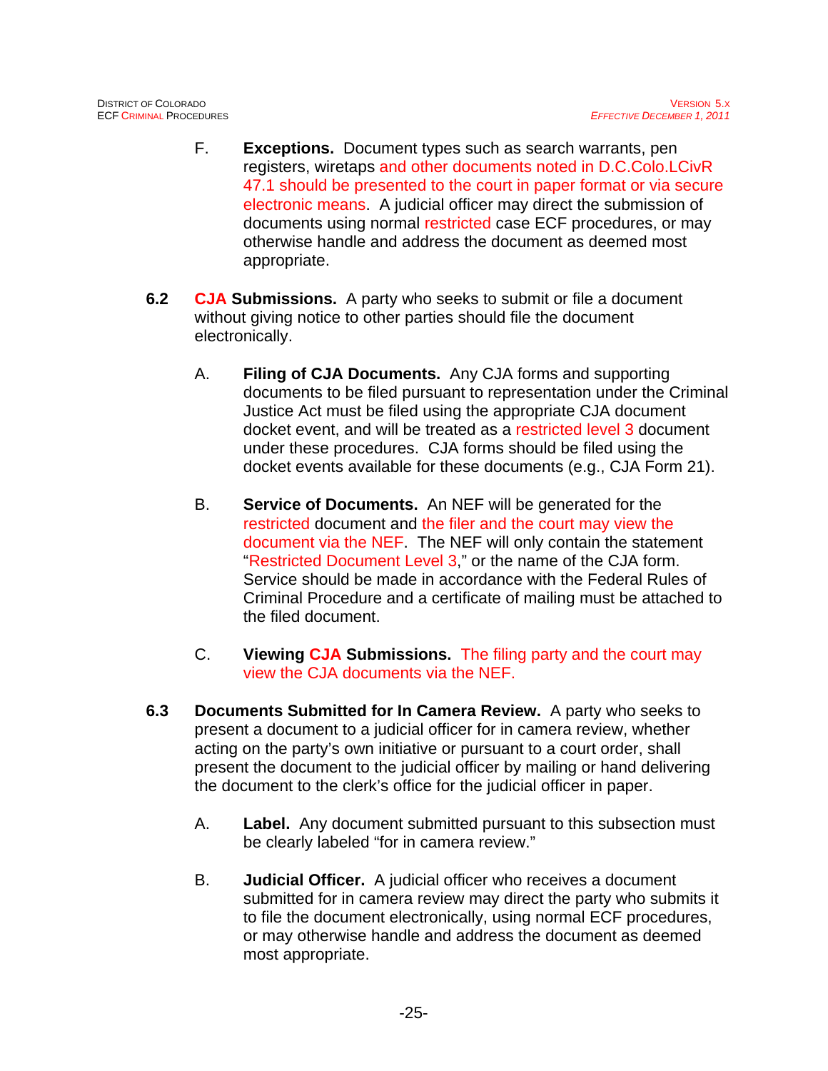F. **Exceptions.** Document types such as search warrants, pen registers, wiretaps and other documents noted in D.C.Colo.LCivR 47.1 should be presented to the court in paper format or via secure electronic means. A judicial officer may direct the submission of documents using normal restricted case ECF procedures, or may otherwise handle and address the document as deemed most appropriate.

**6.2 CJA Submissions.** A party who seeks to submit or file a document without giving notice to other parties should file the document electronically.

A. **Filing of CJA Documents.** Any CJA forms and supporting documents to be filed pursuant to representation under the Criminal Justice Act must be filed using the appropriate CJA document docket event, and will be treated as a restricted level 3 document under these procedures. CJA forms should be filed using the docket events available for these documents (e.g., CJA Form 21).

B. **Service of Documents.** An NEF will be generated for the restricted document and the filer and the court may view the document via the NEF. The NEF will only contain the statement "Restricted Document Level 3," or the name of the CJA form. Service should be made in accordance with the Federal Rules of Criminal Procedure and a certificate of mailing must be attached to the filed document.

C. **Viewing CJA Submissions.** The filing party and the court may view the CJA documents via the NEF.

**6.3 Documents Submitted for In Camera Review.** A party who seeks to present a document to a judicial officer for in camera review, whether acting on the party's own initiative or pursuant to a court order, shall present the document to the judicial officer by mailing or hand delivering the document to the clerk's office for the judicial officer in paper.

A. **Label.** Any document submitted pursuant to this subsection must be clearly labeled "for in camera review."

B. **Judicial Officer.** A judicial officer who receives a document submitted for in camera review may direct the party who submits it to file the document electronically, using normal ECF procedures, or may otherwise handle and address the document as deemed most appropriate.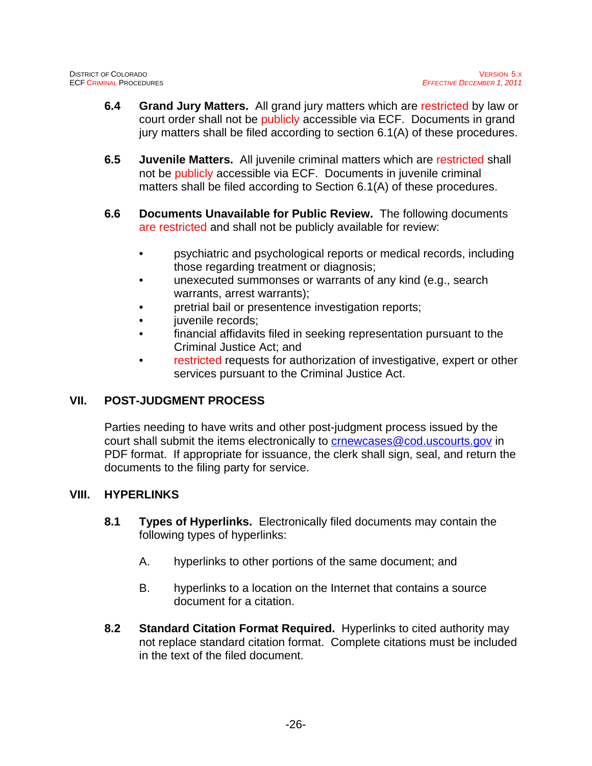**6.4 Grand Jury Matters.** All grand jury matters which are restricted by law or court order shall not be publicly accessible via ECF. Documents in grand jury matters shall be filed according to section 6.1(A) of these procedures.

**6.5 Juvenile Matters.** All juvenile criminal matters which are restricted shall not be publicly accessible via ECF. Documents in juvenile criminal matters shall be filed according to Section 6.1(A) of these procedures.

**6.6 Documents Unavailable for Public Review.** The following documents are restricted and shall not be publicly available for review:

- psychiatric and psychological reports or medical records, including those regarding treatment or diagnosis;
- unexecuted summonses or warrants of any kind (e.g., search warrants, arrest warrants);
- pretrial bail or presentence investigation reports;
- juvenile records;
- financial affidavits filed in seeking representation pursuant to the Criminal Justice Act; and
- restricted requests for authorization of investigative, expert or other services pursuant to the Criminal Justice Act.

## VII. POST-JUDGMENT PROCESS

Parties needing to have writs and other post-judgment process issued by the court shall submit the items electronically to crnewcases@cod.uscourts.gov in PDF format. If appropriate for issuance, the clerk shall sign, seal, and return the documents to the filing party for service.

## VIII. HYPERLINKS

**8.1 Types of Hyperlinks.** Electronically filed documents may contain the following types of hyperlinks:

A. hyperlinks to other portions of the same document; and

B. hyperlinks to a location on the Internet that contains a source document for a citation.

**8.2 Standard Citation Format Required.** Hyperlinks to cited authority may not replace standard citation format. Complete citations must be included in the text of the filed document.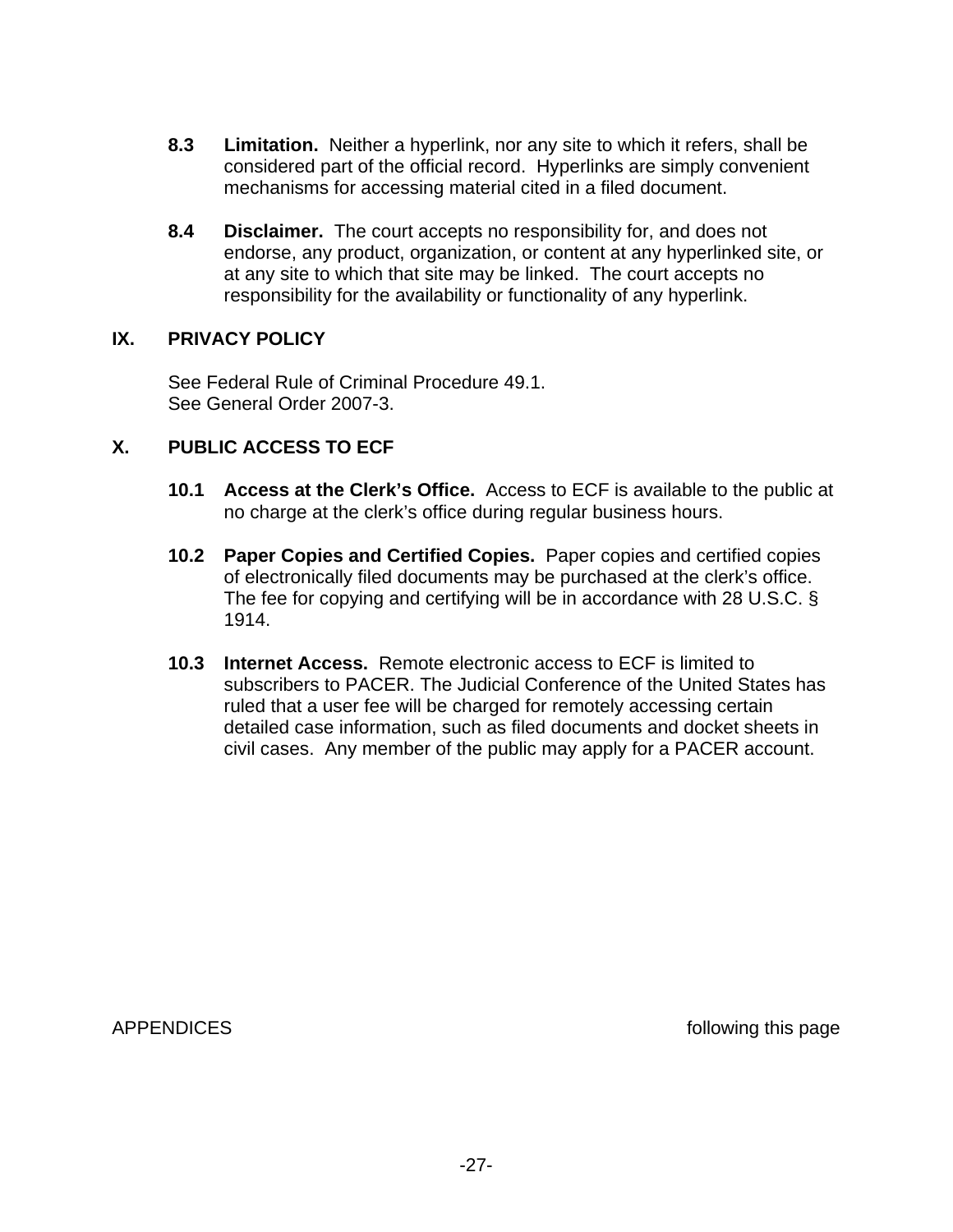**8.3 Limitation.** Neither a hyperlink, nor any site to which it refers, shall be considered part of the official record. Hyperlinks are simply convenient mechanisms for accessing material cited in a filed document.

**8.4 Disclaimer.** The court accepts no responsibility for, and does not endorse, any product, organization, or content at any hyperlinked site, or at any site to which that site may be linked. The court accepts no responsibility for the availability or functionality of any hyperlink.

## IX. PRIVACY POLICY

See Federal Rule of Criminal Procedure 49.1.
See General Order 2007-3.

## X. PUBLIC ACCESS TO ECF

**10.1 Access at the Clerk's Office.** Access to ECF is available to the public at no charge at the clerk's office during regular business hours.

**10.2 Paper Copies and Certified Copies.** Paper copies and certified copies of electronically filed documents may be purchased at the clerk's office. The fee for copying and certifying will be in accordance with 28 U.S.C. § 1914.

**10.3 Internet Access.** Remote electronic access to ECF is limited to subscribers to PACER. The Judicial Conference of the United States has ruled that a user fee will be charged for remotely accessing certain detailed case information, such as filed documents and docket sheets in civil cases. Any member of the public may apply for a PACER account.

APPENDICES following this page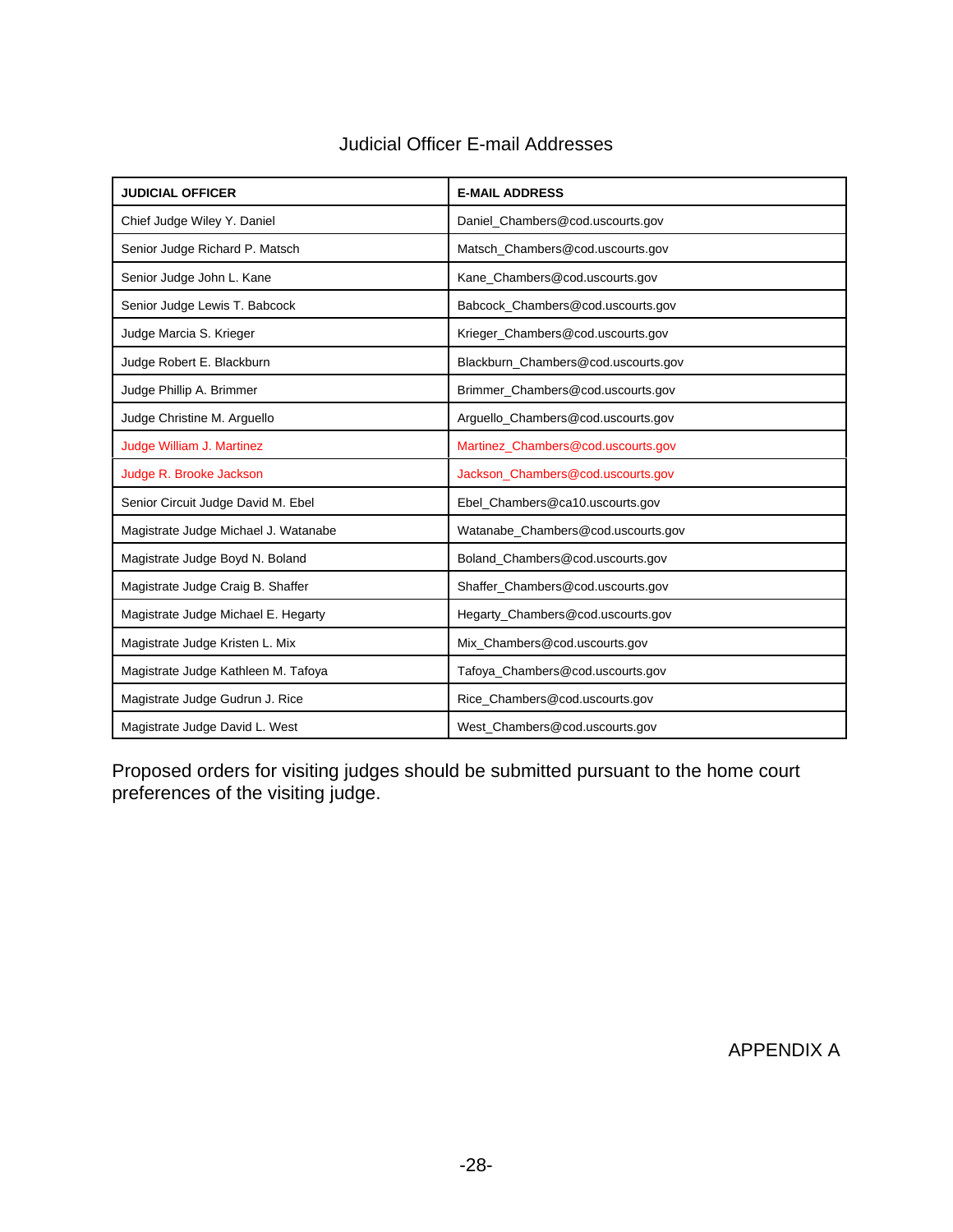# Judicial Officer E-mail Addresses

| JUDICIAL OFFICER | E-MAIL ADDRESS |
|---|---|
| Chief Judge Wiley Y. Daniel | Daniel_Chambers@cod.uscourts.gov |
| Senior Judge Richard P. Matsch | Matsch_Chambers@cod.uscourts.gov |
| Senior Judge John L. Kane | Kane_Chambers@cod.uscourts.gov |
| Senior Judge Lewis T. Babcock | Babcock_Chambers@cod.uscourts.gov |
| Judge Marcia S. Krieger | Krieger_Chambers@cod.uscourts.gov |
| Judge Robert E. Blackburn | Blackburn_Chambers@cod.uscourts.gov |
| Judge Phillip A. Brimmer | Brimmer_Chambers@cod.uscourts.gov |
| Judge Christine M. Arguello | Arguello_Chambers@cod.uscourts.gov |
| Judge William J. Martinez | Martinez_Chambers@cod.uscourts.gov |
| Judge R. Brooke Jackson | Jackson_Chambers@cod.uscourts.gov |
| Senior Circuit Judge David M. Ebel | Ebel_Chambers@ca10.uscourts.gov |
| Magistrate Judge Michael J. Watanabe | Watanabe_Chambers@cod.uscourts.gov |
| Magistrate Judge Boyd N. Boland | Boland_Chambers@cod.uscourts.gov |
| Magistrate Judge Craig B. Shaffer | Shaffer_Chambers@cod.uscourts.gov |
| Magistrate Judge Michael E. Hegarty | Hegarty_Chambers@cod.uscourts.gov |
| Magistrate Judge Kristen L. Mix | Mix_Chambers@cod.uscourts.gov |
| Magistrate Judge Kathleen M. Tafoya | Tafoya_Chambers@cod.uscourts.gov |
| Magistrate Judge Gudrun J. Rice | Rice_Chambers@cod.uscourts.gov |
| Magistrate Judge David L. West | West_Chambers@cod.uscourts.gov |

Proposed orders for visiting judges should be submitted pursuant to the home court preferences of the visiting judge.

APPENDIX A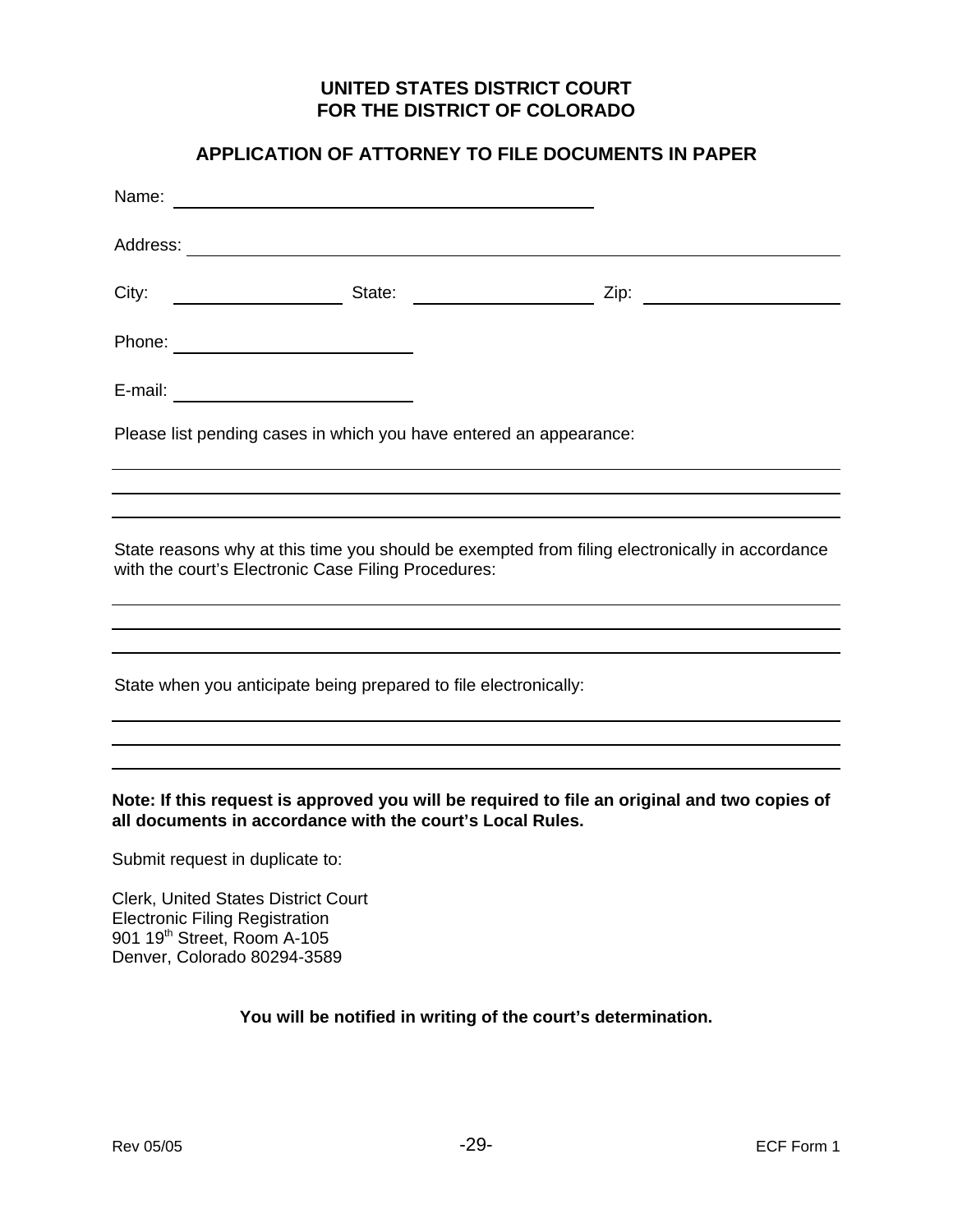**UNITED STATES DISTRICT COURT**
**FOR THE DISTRICT OF COLORADO**

## APPLICATION OF ATTORNEY TO FILE DOCUMENTS IN PAPER

Name: ______________________________________________

Address: ____________________________________________________________

City: __________________ State: ____________________ Zip: ____________________

Phone: _______________________

E-mail: _______________________

Please list pending cases in which you have entered an appearance:

______________________________________________________________________________

______________________________________________________________________________

______________________________________________________________________________

State reasons why at this time you should be exempted from filing electronically in accordance with the court's Electronic Case Filing Procedures:

______________________________________________________________________________

______________________________________________________________________________

______________________________________________________________________________

State when you anticipate being prepared to file electronically:

______________________________________________________________________________

______________________________________________________________________________

______________________________________________________________________________

**Note: If this request is approved you will be required to file an original and two copies of all documents in accordance with the court's Local Rules.**

Submit request in duplicate to:

Clerk, United States District Court
Electronic Filing Registration
901 19th Street, Room A-105
Denver, Colorado 80294-3589

**You will be notified in writing of the court's determination.**

Rev 05/05 ECF Form 1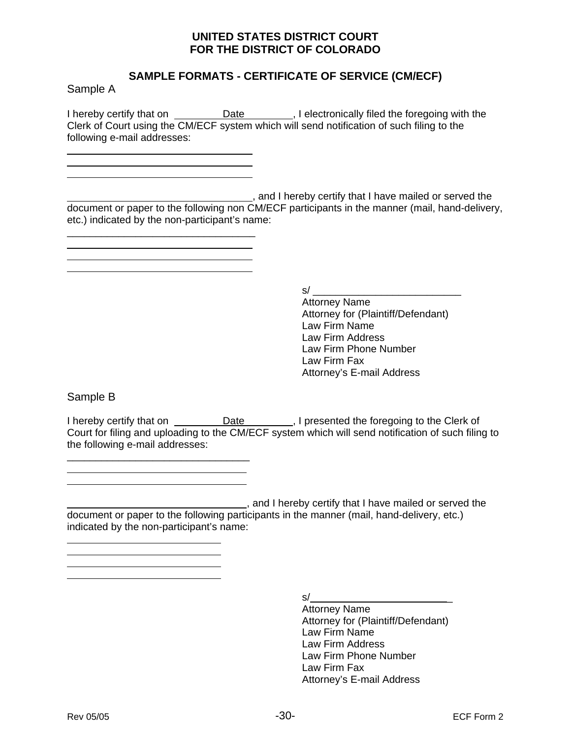**UNITED STATES DISTRICT COURT**
**FOR THE DISTRICT OF COLORADO**

## SAMPLE FORMATS - CERTIFICATE OF SERVICE (CM/ECF)

Sample A

I hereby certify that on ________Date________, I electronically filed the foregoing with the Clerk of Court using the CM/ECF system which will send notification of such filing to the following e-mail addresses:

________________________________
________________________________
________________________________

________________________________, and I hereby certify that I have mailed or served the document or paper to the following non CM/ECF participants in the manner (mail, hand-delivery, etc.) indicated by the non-participant's name:

________________________________
________________________________
________________________________
________________________________

s/ __________________________
Attorney Name
Attorney for (Plaintiff/Defendant)
Law Firm Name
Law Firm Address
Law Firm Phone Number
Law Firm Fax
Attorney's E-mail Address

Sample B

I hereby certify that on ________Date________, I presented the foregoing to the Clerk of Court for filing and uploading to the CM/ECF system which will send notification of such filing to the following e-mail addresses:

________________________________
________________________________
________________________________

________________________________, and I hereby certify that I have mailed or served the document or paper to the following participants in the manner (mail, hand-delivery, etc.) indicated by the non-participant's name:

___________________________
___________________________
___________________________
___________________________

s/__________________________
Attorney Name
Attorney for (Plaintiff/Defendant)
Law Firm Name
Law Firm Address
Law Firm Phone Number
Law Firm Fax
Attorney's E-mail Address

Rev 05/05 ECF Form 2